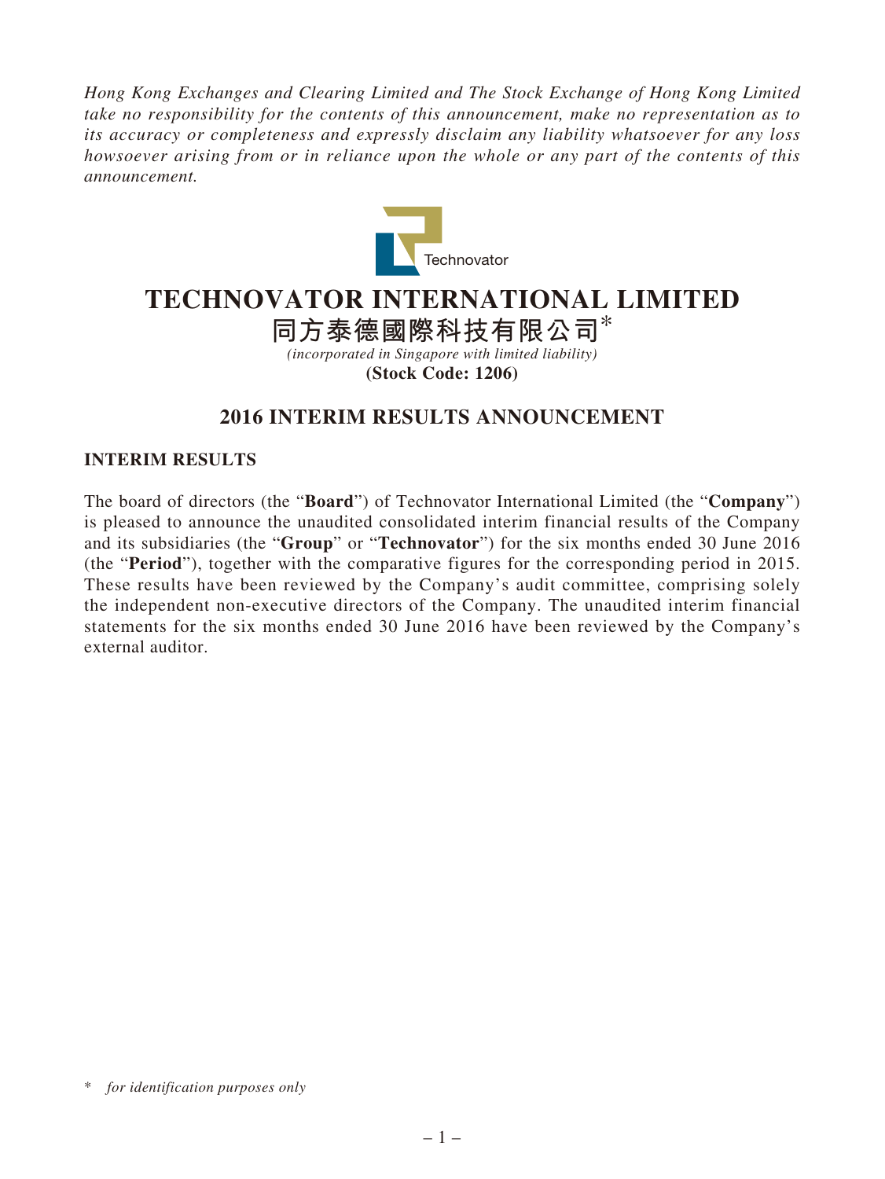*Hong Kong Exchanges and Clearing Limited and The Stock Exchange of Hong Kong Limited take no responsibility for the contents of this announcement, make no representation as to its accuracy or completeness and expressly disclaim any liability whatsoever for any loss howsoever arising from or in reliance upon the whole or any part of the contents of this announcement.*

Technovator

# TECHNOVATOR INTERNATIONAL LIMITED

# 同方泰德國際科技有限公司*

*(incorporated in Singapore with limited liability)*

**(Stock Code: 1206)**

## 2016 INTERIM RESULTS ANNOUNCEMENT

### INTERIM RESULTS

The board of directors (the "**Board**") of Technovator International Limited (the "**Company**") is pleased to announce the unaudited consolidated interim financial results of the Company and its subsidiaries (the "**Group**" or "**Technovator**") for the six months ended 30 June 2016 (the "**Period**"), together with the comparative figures for the corresponding period in 2015. These results have been reviewed by the Company's audit committee, comprising solely the independent non-executive directors of the Company. The unaudited interim financial statements for the six months ended 30 June 2016 have been reviewed by the Company's external auditor.

\* *for identification purposes only*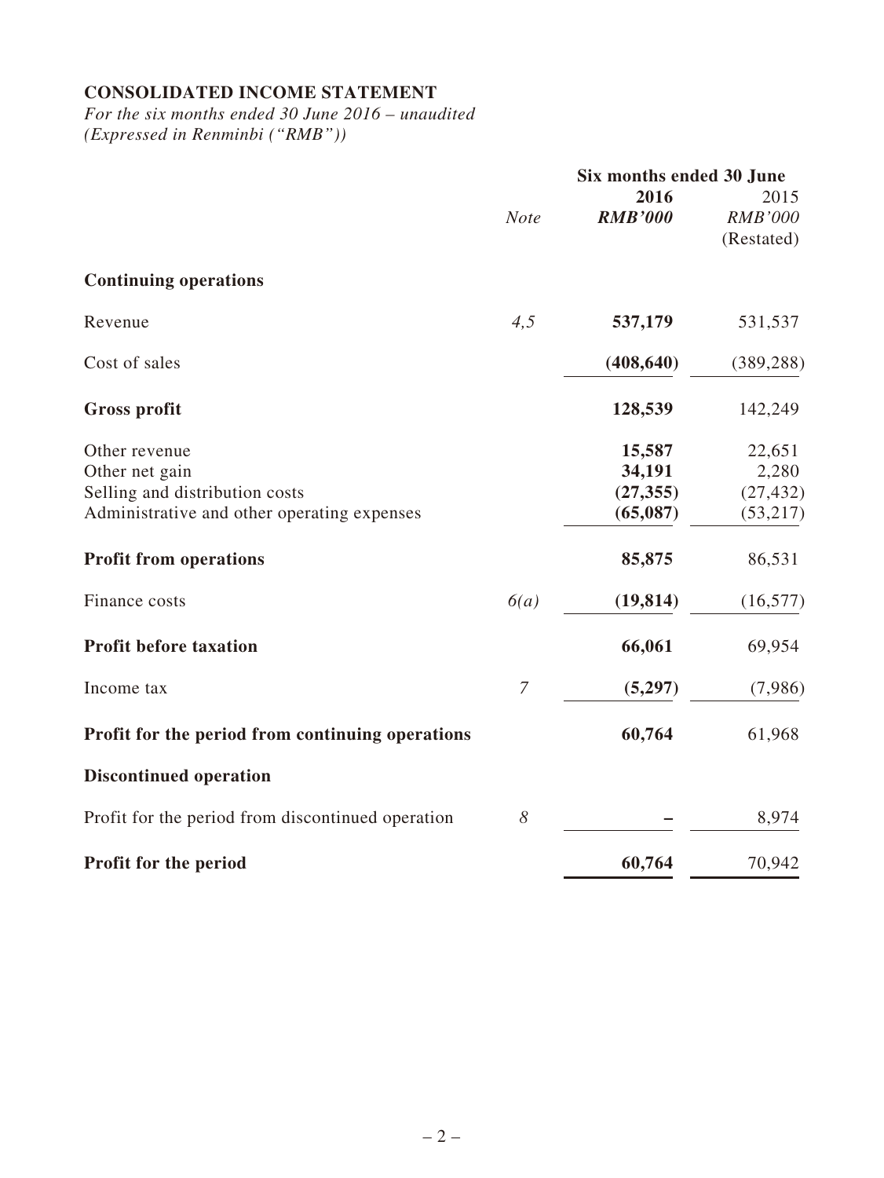**CONSOLIDATED INCOME STATEMENT**

*For the six months ended 30 June 2016 – unaudited*
*(Expressed in Renminbi ("RMB"))*

| | | Six months ended 30 June | |
|---|---|---|---|
| | *Note* | **2016** | 2015 |
| | | ***RMB'000*** | *RMB'000* |
| | | | (Restated) |
| **Continuing operations** | | | |
| Revenue | *4,5* | **537,179** | 531,537 |
| Cost of sales | | **(408,640)** | (389,288) |
| **Gross profit** | | **128,539** | 142,249 |
| Other revenue | | **15,587** | 22,651 |
| Other net gain | | **34,191** | 2,280 |
| Selling and distribution costs | | **(27,355)** | (27,432) |
| Administrative and other operating expenses | | **(65,087)** | (53,217) |
| **Profit from operations** | | **85,875** | 86,531 |
| Finance costs | *6(a)* | **(19,814)** | (16,577) |
| **Profit before taxation** | | **66,061** | 69,954 |
| Income tax | *7* | **(5,297)** | (7,986) |
| **Profit for the period from continuing operations** | | **60,764** | 61,968 |
| **Discontinued operation** | | | |
| Profit for the period from discontinued operation | *8* | **–** | 8,974 |
| **Profit for the period** | | **60,764** | 70,942 |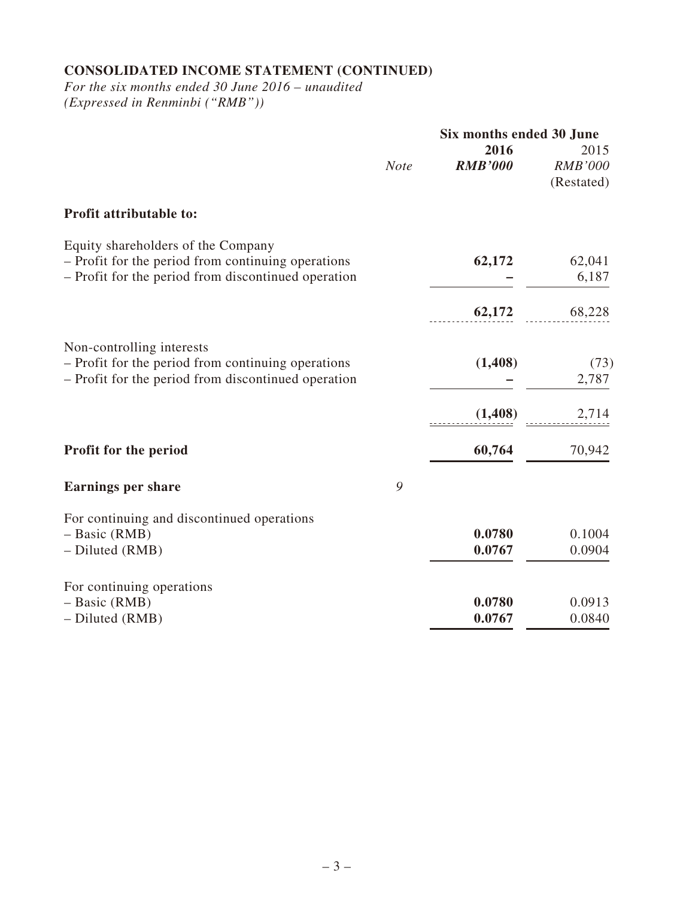**CONSOLIDATED INCOME STATEMENT (CONTINUED)**

*For the six months ended 30 June 2016 – unaudited*
*(Expressed in Renminbi ("RMB"))*

| | *Note* | **Six months ended 30 June** **2016** ***RMB'000*** | 2015 *RMB'000* (Restated) |
|---|---|---|---|
| **Profit attributable to:** | | | |
| Equity shareholders of the Company | | | |
| – Profit for the period from continuing operations | | **62,172** | 62,041 |
| – Profit for the period from discontinued operation | | **–** | 6,187 |
| | | **62,172** | 68,228 |
| Non-controlling interests | | | |
| – Profit for the period from continuing operations | | **(1,408)** | (73) |
| – Profit for the period from discontinued operation | | **–** | 2,787 |
| | | **(1,408)** | 2,714 |
| **Profit for the period** | | **60,764** | 70,942 |
| **Earnings per share** | *9* | | |
| For continuing and discontinued operations | | | |
| – Basic (RMB) | | **0.0780** | 0.1004 |
| – Diluted (RMB) | | **0.0767** | 0.0904 |
| For continuing operations | | | |
| – Basic (RMB) | | **0.0780** | 0.0913 |
| – Diluted (RMB) | | **0.0767** | 0.0840 |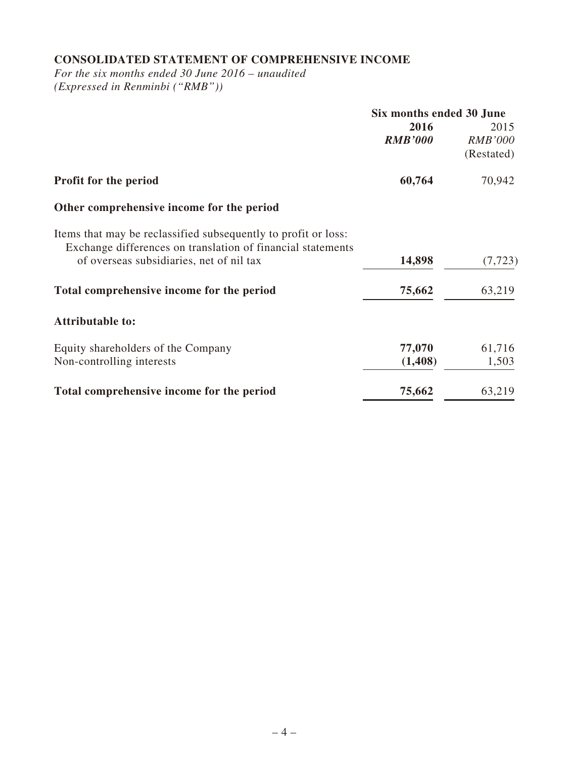## CONSOLIDATED STATEMENT OF COMPREHENSIVE INCOME

*For the six months ended 30 June 2016 – unaudited*
*(Expressed in Renminbi ("RMB"))*

| | Six months ended 30 June | |
|---|---|---|
| | **2016** | 2015 |
| | ***RMB'000*** | *RMB'000* |
| | | (Restated) |
| **Profit for the period** | **60,764** | 70,942 |
| **Other comprehensive income for the period** | | |
| Items that may be reclassified subsequently to profit or loss: | | |
| Exchange differences on translation of financial statements of overseas subsidiaries, net of nil tax | **14,898** | (7,723) |
| **Total comprehensive income for the period** | **75,662** | 63,219 |
| **Attributable to:** | | |
| Equity shareholders of the Company | **77,070** | 61,716 |
| Non-controlling interests | **(1,408)** | 1,503 |
| **Total comprehensive income for the period** | **75,662** | 63,219 |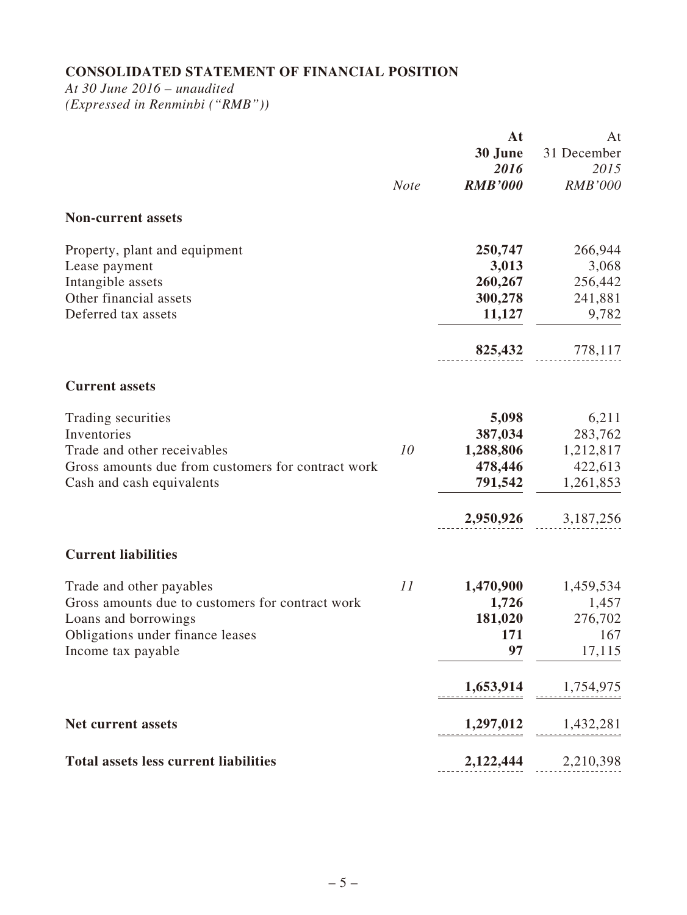## CONSOLIDATED STATEMENT OF FINANCIAL POSITION

*At 30 June 2016 – unaudited*
*(Expressed in Renminbi ("RMB"))*

| | Note | At 30 June 2016 RMB'000 | At 31 December 2015 RMB'000 |
|---|---|---|---|
| **Non-current assets** | | | |
| Property, plant and equipment | | **250,747** | 266,944 |
| Lease payment | | **3,013** | 3,068 |
| Intangible assets | | **260,267** | 256,442 |
| Other financial assets | | **300,278** | 241,881 |
| Deferred tax assets | | **11,127** | 9,782 |
| | | **825,432** | 778,117 |
| **Current assets** | | | |
| Trading securities | | **5,098** | 6,211 |
| Inventories | | **387,034** | 283,762 |
| Trade and other receivables | 10 | **1,288,806** | 1,212,817 |
| Gross amounts due from customers for contract work | | **478,446** | 422,613 |
| Cash and cash equivalents | | **791,542** | 1,261,853 |
| | | **2,950,926** | 3,187,256 |
| **Current liabilities** | | | |
| Trade and other payables | 11 | **1,470,900** | 1,459,534 |
| Gross amounts due to customers for contract work | | **1,726** | 1,457 |
| Loans and borrowings | | **181,020** | 276,702 |
| Obligations under finance leases | | **171** | 167 |
| Income tax payable | | **97** | 17,115 |
| | | **1,653,914** | 1,754,975 |
| **Net current assets** | | **1,297,012** | 1,432,281 |
| **Total assets less current liabilities** | | **2,122,444** | 2,210,398 |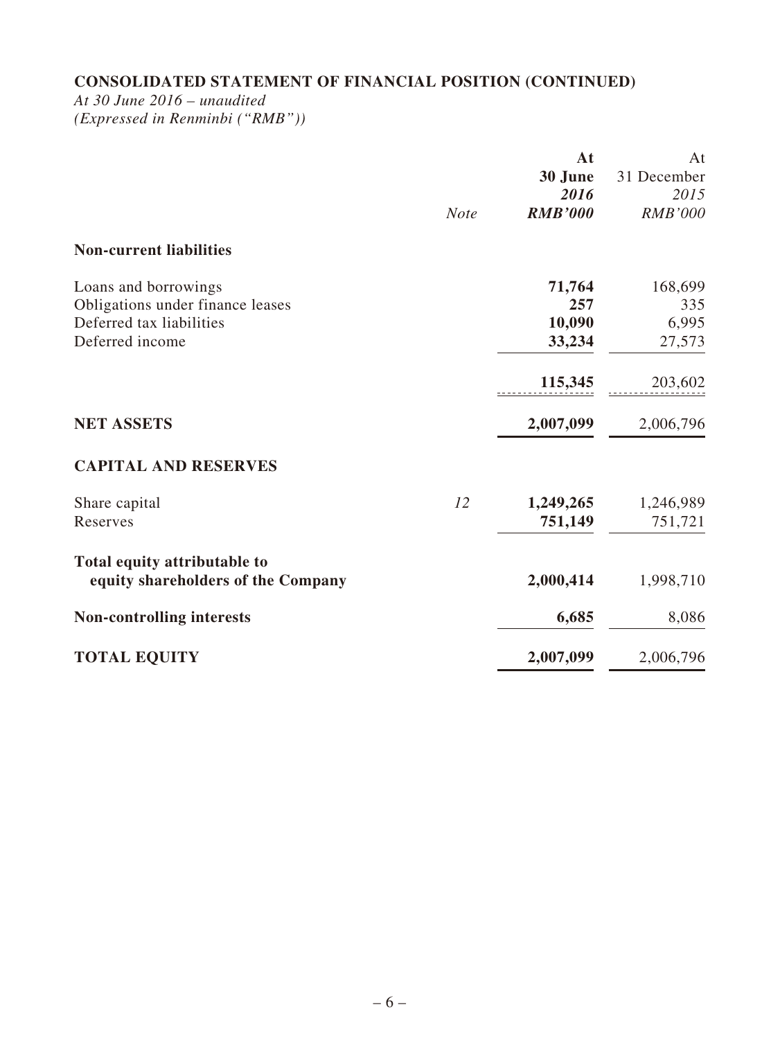## CONSOLIDATED STATEMENT OF FINANCIAL POSITION (CONTINUED)

*At 30 June 2016 – unaudited*
*(Expressed in Renminbi ("RMB"))*

| | *Note* | **At 30 June 2016** ***RMB'000*** | At 31 December *2015* *RMB'000* |
|---|---|---|---|
| **Non-current liabilities** | | | |
| Loans and borrowings | | **71,764** | 168,699 |
| Obligations under finance leases | | **257** | 335 |
| Deferred tax liabilities | | **10,090** | 6,995 |
| Deferred income | | **33,234** | 27,573 |
| | | **115,345** | 203,602 |
| **NET ASSETS** | | **2,007,099** | 2,006,796 |
| **CAPITAL AND RESERVES** | | | |
| Share capital | *12* | **1,249,265** | 1,246,989 |
| Reserves | | **751,149** | 751,721 |
| **Total equity attributable to equity shareholders of the Company** | | **2,000,414** | 1,998,710 |
| **Non-controlling interests** | | **6,685** | 8,086 |
| **TOTAL EQUITY** | | **2,007,099** | 2,006,796 |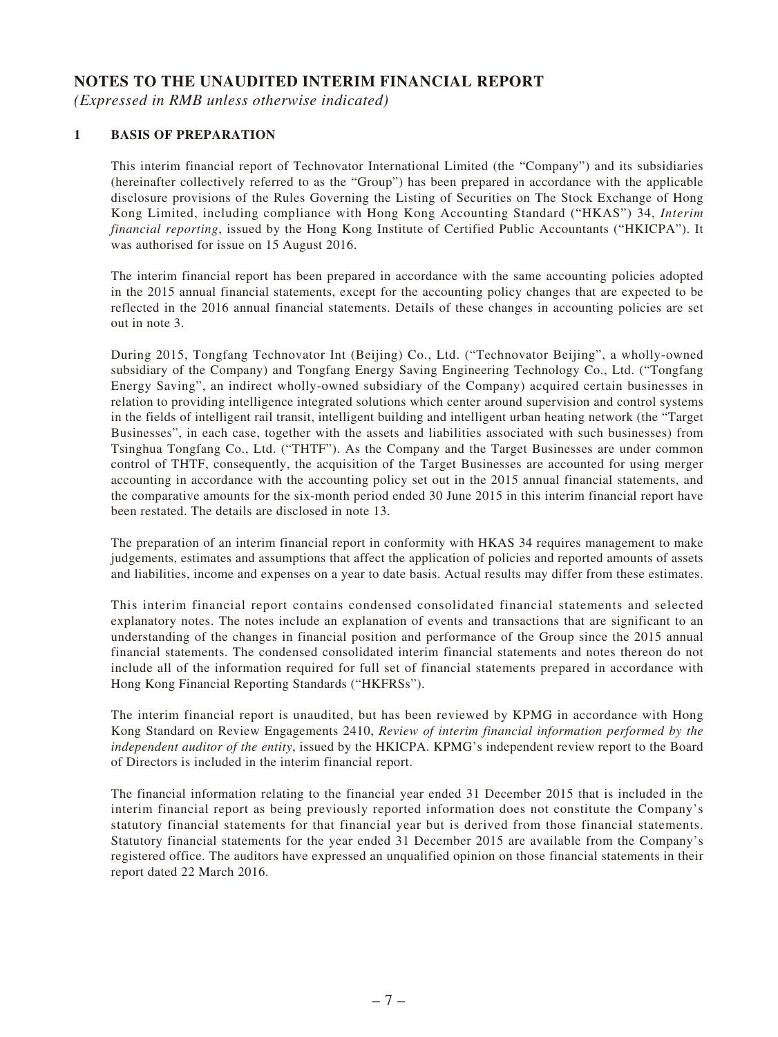# NOTES TO THE UNAUDITED INTERIM FINANCIAL REPORT

*(Expressed in RMB unless otherwise indicated)*

## 1 BASIS OF PREPARATION

This interim financial report of Technovator International Limited (the "Company") and its subsidiaries (hereinafter collectively referred to as the "Group") has been prepared in accordance with the applicable disclosure provisions of the Rules Governing the Listing of Securities on The Stock Exchange of Hong Kong Limited, including compliance with Hong Kong Accounting Standard ("HKAS") 34, *Interim financial reporting*, issued by the Hong Kong Institute of Certified Public Accountants ("HKICPA"). It was authorised for issue on 15 August 2016.

The interim financial report has been prepared in accordance with the same accounting policies adopted in the 2015 annual financial statements, except for the accounting policy changes that are expected to be reflected in the 2016 annual financial statements. Details of these changes in accounting policies are set out in note 3.

During 2015, Tongfang Technovator Int (Beijing) Co., Ltd. ("Technovator Beijing", a wholly-owned subsidiary of the Company) and Tongfang Energy Saving Engineering Technology Co., Ltd. ("Tongfang Energy Saving", an indirect wholly-owned subsidiary of the Company) acquired certain businesses in relation to providing intelligence integrated solutions which center around supervision and control systems in the fields of intelligent rail transit, intelligent building and intelligent urban heating network (the "Target Businesses", in each case, together with the assets and liabilities associated with such businesses) from Tsinghua Tongfang Co., Ltd. ("THTF"). As the Company and the Target Businesses are under common control of THTF, consequently, the acquisition of the Target Businesses are accounted for using merger accounting in accordance with the accounting policy set out in the 2015 annual financial statements, and the comparative amounts for the six-month period ended 30 June 2015 in this interim financial report have been restated. The details are disclosed in note 13.

The preparation of an interim financial report in conformity with HKAS 34 requires management to make judgements, estimates and assumptions that affect the application of policies and reported amounts of assets and liabilities, income and expenses on a year to date basis. Actual results may differ from these estimates.

This interim financial report contains condensed consolidated financial statements and selected explanatory notes. The notes include an explanation of events and transactions that are significant to an understanding of the changes in financial position and performance of the Group since the 2015 annual financial statements. The condensed consolidated interim financial statements and notes thereon do not include all of the information required for full set of financial statements prepared in accordance with Hong Kong Financial Reporting Standards ("HKFRSs").

The interim financial report is unaudited, but has been reviewed by KPMG in accordance with Hong Kong Standard on Review Engagements 2410, *Review of interim financial information performed by the independent auditor of the entity*, issued by the HKICPA. KPMG's independent review report to the Board of Directors is included in the interim financial report.

The financial information relating to the financial year ended 31 December 2015 that is included in the interim financial report as being previously reported information does not constitute the Company's statutory financial statements for that financial year but is derived from those financial statements. Statutory financial statements for the year ended 31 December 2015 are available from the Company's registered office. The auditors have expressed an unqualified opinion on those financial statements in their report dated 22 March 2016.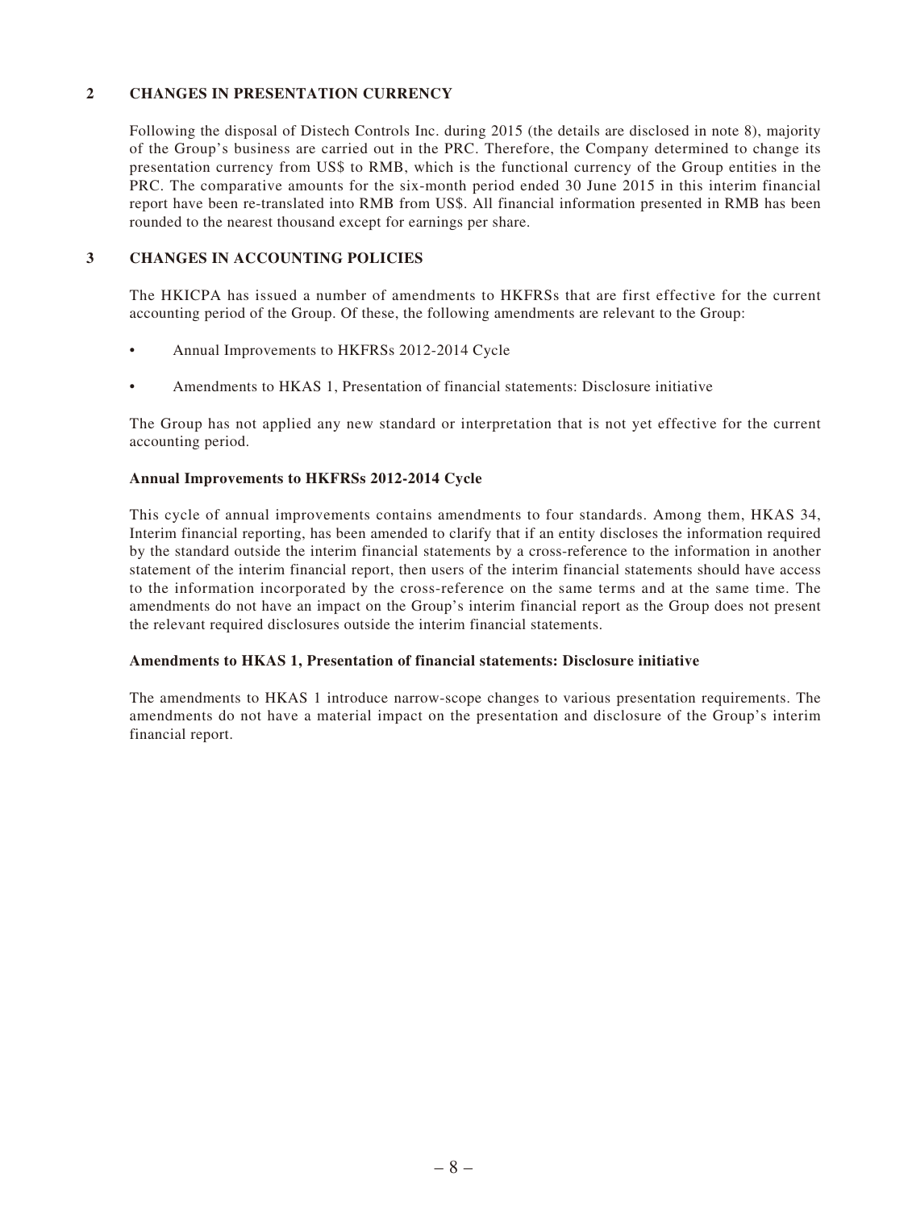## 2 CHANGES IN PRESENTATION CURRENCY

Following the disposal of Distech Controls Inc. during 2015 (the details are disclosed in note 8), majority of the Group's business are carried out in the PRC. Therefore, the Company determined to change its presentation currency from US$ to RMB, which is the functional currency of the Group entities in the PRC. The comparative amounts for the six-month period ended 30 June 2015 in this interim financial report have been re-translated into RMB from US$. All financial information presented in RMB has been rounded to the nearest thousand except for earnings per share.

## 3 CHANGES IN ACCOUNTING POLICIES

The HKICPA has issued a number of amendments to HKFRSs that are first effective for the current accounting period of the Group. Of these, the following amendments are relevant to the Group:

- Annual Improvements to HKFRSs 2012-2014 Cycle
- Amendments to HKAS 1, Presentation of financial statements: Disclosure initiative

The Group has not applied any new standard or interpretation that is not yet effective for the current accounting period.

**Annual Improvements to HKFRSs 2012-2014 Cycle**

This cycle of annual improvements contains amendments to four standards. Among them, HKAS 34, Interim financial reporting, has been amended to clarify that if an entity discloses the information required by the standard outside the interim financial statements by a cross-reference to the information in another statement of the interim financial report, then users of the interim financial statements should have access to the information incorporated by the cross-reference on the same terms and at the same time. The amendments do not have an impact on the Group's interim financial report as the Group does not present the relevant required disclosures outside the interim financial statements.

**Amendments to HKAS 1, Presentation of financial statements: Disclosure initiative**

The amendments to HKAS 1 introduce narrow-scope changes to various presentation requirements. The amendments do not have a material impact on the presentation and disclosure of the Group's interim financial report.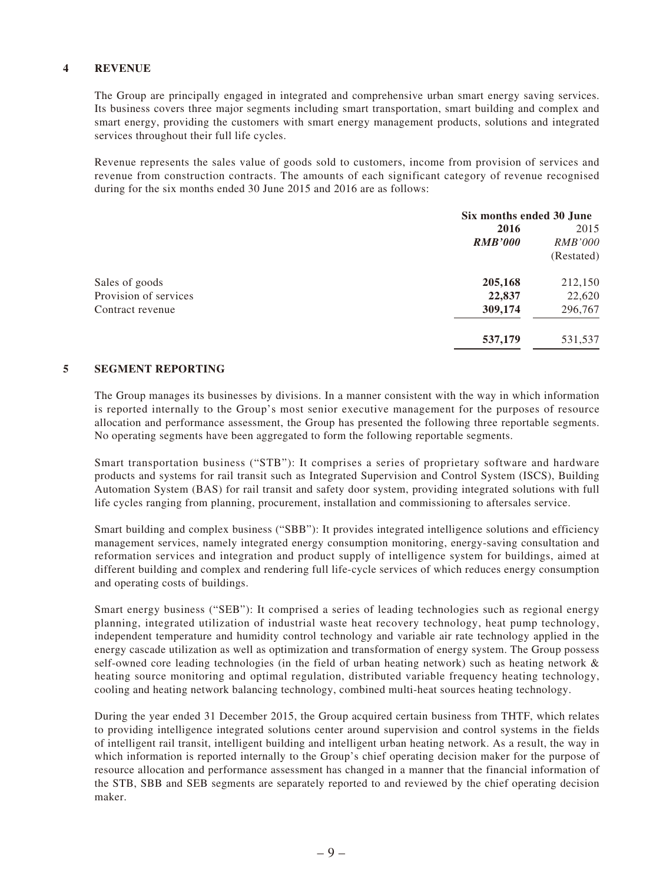## 4 REVENUE

The Group are principally engaged in integrated and comprehensive urban smart energy saving services. Its business covers three major segments including smart transportation, smart building and complex and smart energy, providing the customers with smart energy management products, solutions and integrated services throughout their full life cycles.

Revenue represents the sales value of goods sold to customers, income from provision of services and revenue from construction contracts. The amounts of each significant category of revenue recognised during for the six months ended 30 June 2015 and 2016 are as follows:

| | Six months ended 30 June | |
|---|---|---|
| | **2016** | 2015 |
| | ***RMB'000*** | *RMB'000* |
| | | (Restated) |
| Sales of goods | **205,168** | 212,150 |
| Provision of services | **22,837** | 22,620 |
| Contract revenue | **309,174** | 296,767 |
| | **537,179** | 531,537 |

## 5 SEGMENT REPORTING

The Group manages its businesses by divisions. In a manner consistent with the way in which information is reported internally to the Group's most senior executive management for the purposes of resource allocation and performance assessment, the Group has presented the following three reportable segments. No operating segments have been aggregated to form the following reportable segments.

Smart transportation business ("STB"): It comprises a series of proprietary software and hardware products and systems for rail transit such as Integrated Supervision and Control System (ISCS), Building Automation System (BAS) for rail transit and safety door system, providing integrated solutions with full life cycles ranging from planning, procurement, installation and commissioning to aftersales service.

Smart building and complex business ("SBB"): It provides integrated intelligence solutions and efficiency management services, namely integrated energy consumption monitoring, energy-saving consultation and reformation services and integration and product supply of intelligence system for buildings, aimed at different building and complex and rendering full life-cycle services of which reduces energy consumption and operating costs of buildings.

Smart energy business ("SEB"): It comprised a series of leading technologies such as regional energy planning, integrated utilization of industrial waste heat recovery technology, heat pump technology, independent temperature and humidity control technology and variable air rate technology applied in the energy cascade utilization as well as optimization and transformation of energy system. The Group possess self-owned core leading technologies (in the field of urban heating network) such as heating network & heating source monitoring and optimal regulation, distributed variable frequency heating technology, cooling and heating network balancing technology, combined multi-heat sources heating technology.

During the year ended 31 December 2015, the Group acquired certain business from THTF, which relates to providing intelligence integrated solutions center around supervision and control systems in the fields of intelligent rail transit, intelligent building and intelligent urban heating network. As a result, the way in which information is reported internally to the Group's chief operating decision maker for the purpose of resource allocation and performance assessment has changed in a manner that the financial information of the STB, SBB and SEB segments are separately reported to and reviewed by the chief operating decision maker.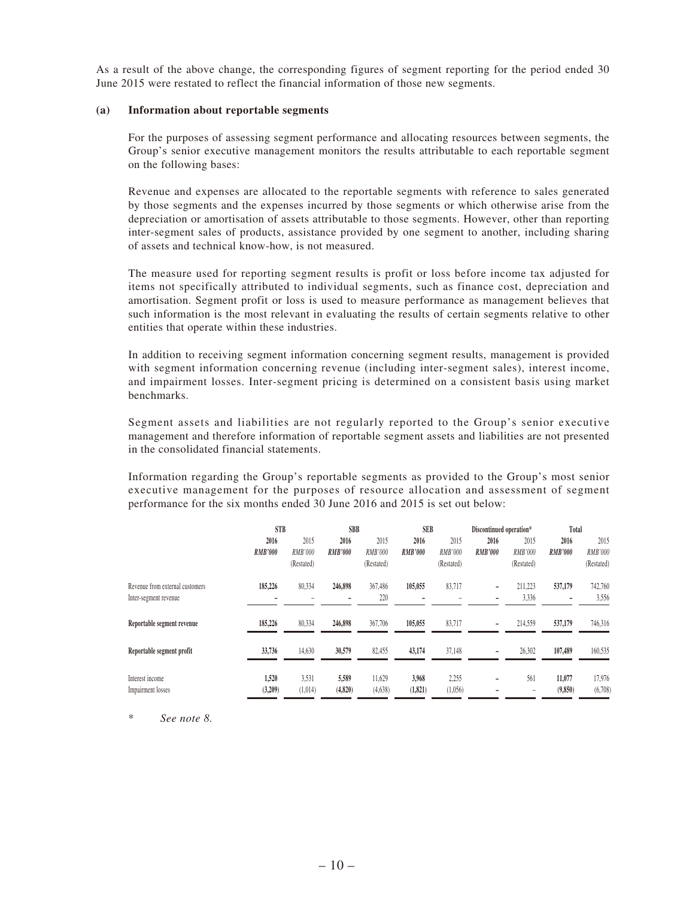As a result of the above change, the corresponding figures of segment reporting for the period ended 30 June 2015 were restated to reflect the financial information of those new segments.

**(a) Information about reportable segments**

For the purposes of assessing segment performance and allocating resources between segments, the Group's senior executive management monitors the results attributable to each reportable segment on the following bases:

Revenue and expenses are allocated to the reportable segments with reference to sales generated by those segments and the expenses incurred by those segments or which otherwise arise from the depreciation or amortisation of assets attributable to those segments. However, other than reporting inter-segment sales of products, assistance provided by one segment to another, including sharing of assets and technical know-how, is not measured.

The measure used for reporting segment results is profit or loss before income tax adjusted for items not specifically attributed to individual segments, such as finance cost, depreciation and amortisation. Segment profit or loss is used to measure performance as management believes that such information is the most relevant in evaluating the results of certain segments relative to other entities that operate within these industries.

In addition to receiving segment information concerning segment results, management is provided with segment information concerning revenue (including inter-segment sales), interest income, and impairment losses. Inter-segment pricing is determined on a consistent basis using market benchmarks.

Segment assets and liabilities are not regularly reported to the Group's senior executive management and therefore information of reportable segment assets and liabilities are not presented in the consolidated financial statements.

Information regarding the Group's reportable segments as provided to the Group's most senior executive management for the purposes of resource allocation and assessment of segment performance for the six months ended 30 June 2016 and 2015 is set out below:

| | **STB** | | **SBB** | | **SEB** | | **Discontinued operation*** | | **Total** | |
|---|---|---|---|---|---|---|---|---|---|---|
| | **2016** | 2015 | **2016** | 2015 | **2016** | 2015 | **2016** | 2015 | **2016** | 2015 |
| | ***RMB'000*** | *RMB'000* (Restated) | ***RMB'000*** | *RMB'000* (Restated) | ***RMB'000*** | *RMB'000* (Restated) | ***RMB'000*** | *RMB'000* (Restated) | ***RMB'000*** | *RMB'000* (Restated) |
| Revenue from external customers | **185,226** | 80,334 | **246,898** | 367,486 | **105,055** | 83,717 | **–** | 211,223 | **537,179** | 742,760 |
| Inter-segment revenue | **–** | – | **–** | 220 | **–** | – | **–** | 3,336 | **–** | 3,556 |
| **Reportable segment revenue** | **185,226** | 80,334 | **246,898** | 367,706 | **105,055** | 83,717 | **–** | 214,559 | **537,179** | 746,316 |
| **Reportable segment profit** | **33,736** | 14,630 | **30,579** | 82,455 | **43,174** | 37,148 | **–** | 26,302 | **107,489** | 160,535 |
| Interest income | **1,520** | 3,531 | **5,589** | 11,629 | **3,968** | 2,255 | **–** | 561 | **11,077** | 17,976 |
| Impairment losses | **(3,209)** | (1,014) | **(4,820)** | (4,638) | **(1,821)** | (1,056) | **–** | – | **(9,850)** | (6,708) |

\* *See note 8.*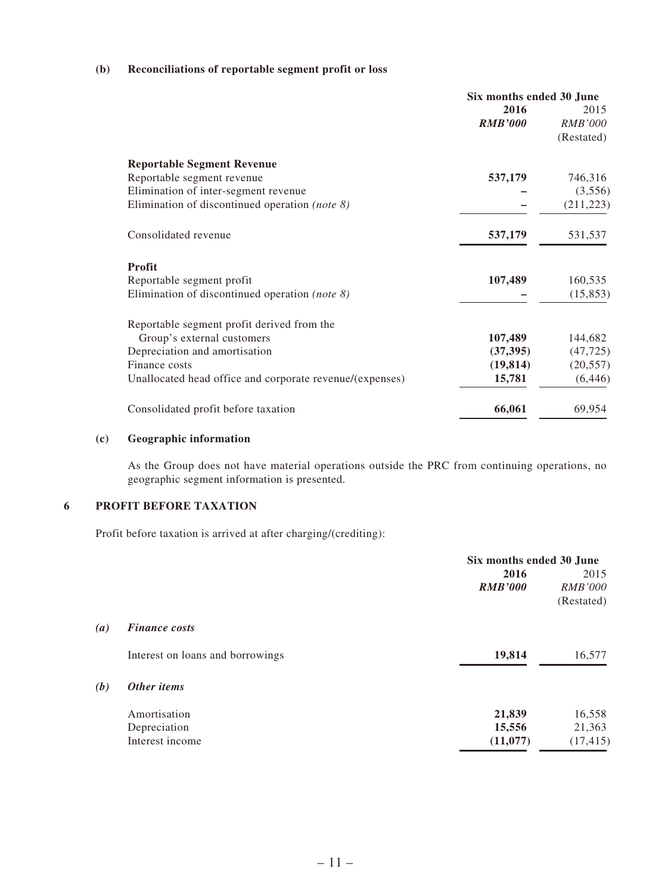**(b) Reconciliations of reportable segment profit or loss**

| | Six months ended 30 June | |
|---|---|---|
| | **2016** | 2015 |
| | ***RMB'000*** | *RMB'000* |
| | | (Restated) |
| **Reportable Segment Revenue** | | |
| Reportable segment revenue | **537,179** | 746,316 |
| Elimination of inter-segment revenue | **–** | (3,556) |
| Elimination of discontinued operation *(note 8)* | **–** | (211,223) |
| Consolidated revenue | **537,179** | 531,537 |
| **Profit** | | |
| Reportable segment profit | **107,489** | 160,535 |
| Elimination of discontinued operation *(note 8)* | **–** | (15,853) |
| Reportable segment profit derived from the Group's external customers | **107,489** | 144,682 |
| Depreciation and amortisation | **(37,395)** | (47,725) |
| Finance costs | **(19,814)** | (20,557) |
| Unallocated head office and corporate revenue/(expenses) | **15,781** | (6,446) |
| Consolidated profit before taxation | **66,061** | 69,954 |

**(c) Geographic information**

As the Group does not have material operations outside the PRC from continuing operations, no geographic segment information is presented.

## 6 PROFIT BEFORE TAXATION

Profit before taxation is arrived at after charging/(crediting):

| | Six months ended 30 June | |
|---|---|---|
| | **2016** | 2015 |
| | ***RMB'000*** | *RMB'000* |
| | | (Restated) |
| ***(a) Finance costs*** | | |
| Interest on loans and borrowings | **19,814** | 16,577 |
| ***(b) Other items*** | | |
| Amortisation | **21,839** | 16,558 |
| Depreciation | **15,556** | 21,363 |
| Interest income | **(11,077)** | (17,415) |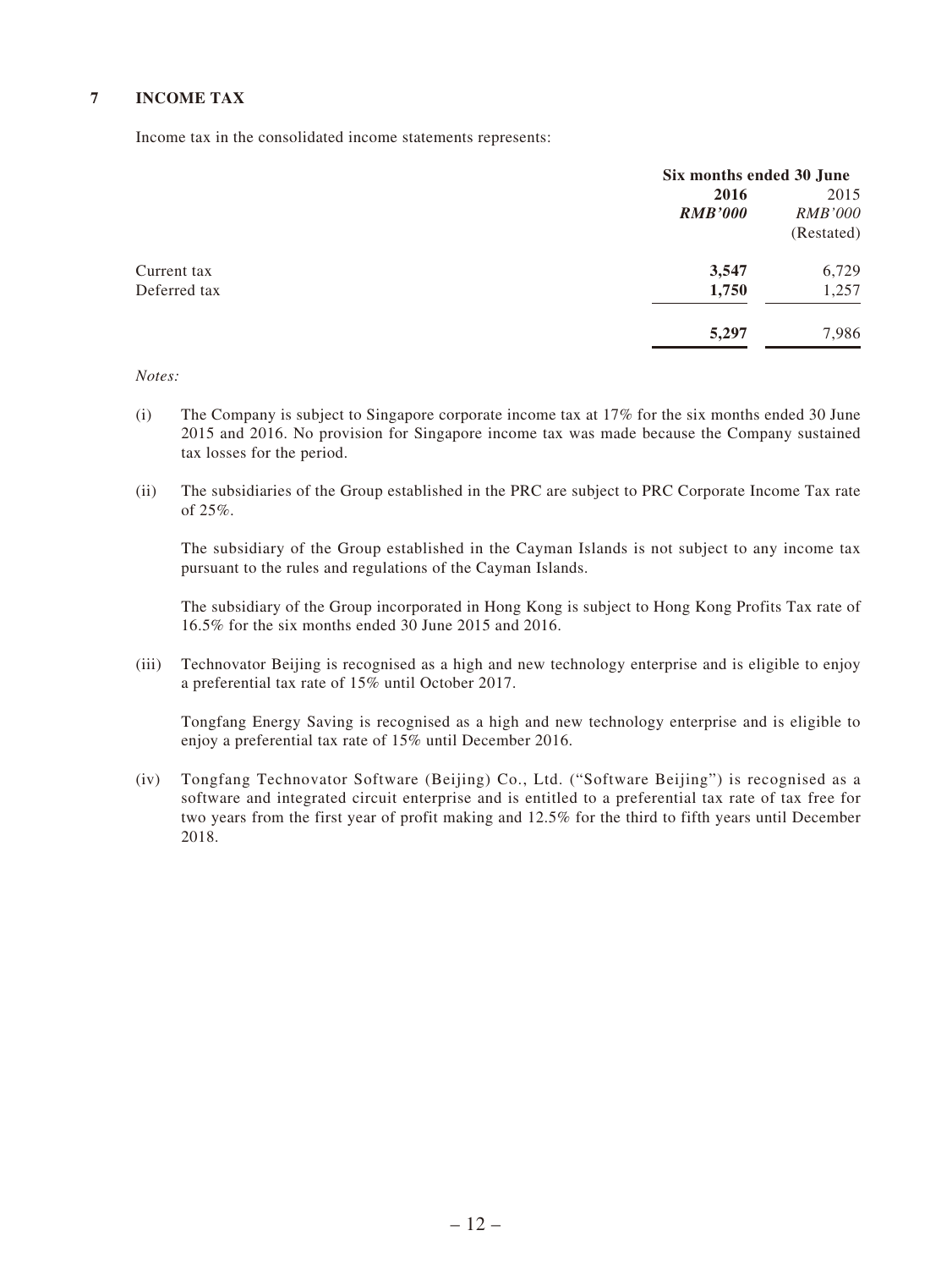## 7 INCOME TAX

Income tax in the consolidated income statements represents:

| | Six months ended 30 June | |
|---|---|---|
| | **2016** | 2015 |
| | ***RMB'000*** | *RMB'000* |
| | | (Restated) |
| Current tax | **3,547** | 6,729 |
| Deferred tax | **1,750** | 1,257 |
| | **5,297** | 7,986 |

*Notes:*

(i) The Company is subject to Singapore corporate income tax at 17% for the six months ended 30 June 2015 and 2016. No provision for Singapore income tax was made because the Company sustained tax losses for the period.

(ii) The subsidiaries of the Group established in the PRC are subject to PRC Corporate Income Tax rate of 25%.

The subsidiary of the Group established in the Cayman Islands is not subject to any income tax pursuant to the rules and regulations of the Cayman Islands.

The subsidiary of the Group incorporated in Hong Kong is subject to Hong Kong Profits Tax rate of 16.5% for the six months ended 30 June 2015 and 2016.

(iii) Technovator Beijing is recognised as a high and new technology enterprise and is eligible to enjoy a preferential tax rate of 15% until October 2017.

Tongfang Energy Saving is recognised as a high and new technology enterprise and is eligible to enjoy a preferential tax rate of 15% until December 2016.

(iv) Tongfang Technovator Software (Beijing) Co., Ltd. ("Software Beijing") is recognised as a software and integrated circuit enterprise and is entitled to a preferential tax rate of tax free for two years from the first year of profit making and 12.5% for the third to fifth years until December 2018.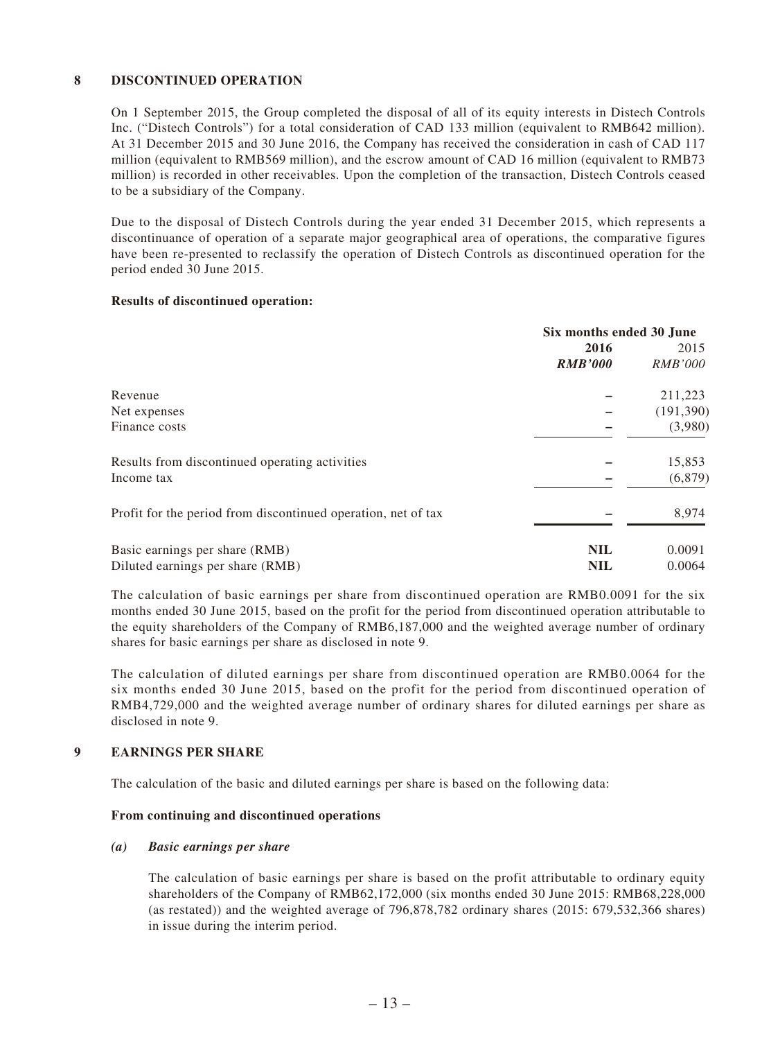## 8 DISCONTINUED OPERATION

On 1 September 2015, the Group completed the disposal of all of its equity interests in Distech Controls Inc. ("Distech Controls") for a total consideration of CAD 133 million (equivalent to RMB642 million). At 31 December 2015 and 30 June 2016, the Company has received the consideration in cash of CAD 117 million (equivalent to RMB569 million), and the escrow amount of CAD 16 million (equivalent to RMB73 million) is recorded in other receivables. Upon the completion of the transaction, Distech Controls ceased to be a subsidiary of the Company.

Due to the disposal of Distech Controls during the year ended 31 December 2015, which represents a discontinuance of operation of a separate major geographical area of operations, the comparative figures have been re-presented to reclassify the operation of Distech Controls as discontinued operation for the period ended 30 June 2015.

**Results of discontinued operation:**

| | Six months ended 30 June | |
|---|---|---|
| | **2016** | 2015 |
| | ***RMB'000*** | *RMB'000* |
| Revenue | – | 211,223 |
| Net expenses | – | (191,390) |
| Finance costs | – | (3,980) |
| Results from discontinued operating activities | – | 15,853 |
| Income tax | – | (6,879) |
| Profit for the period from discontinued operation, net of tax | – | 8,974 |
| Basic earnings per share (RMB) | **NIL** | 0.0091 |
| Diluted earnings per share (RMB) | **NIL** | 0.0064 |

The calculation of basic earnings per share from discontinued operation are RMB0.0091 for the six months ended 30 June 2015, based on the profit for the period from discontinued operation attributable to the equity shareholders of the Company of RMB6,187,000 and the weighted average number of ordinary shares for basic earnings per share as disclosed in note 9.

The calculation of diluted earnings per share from discontinued operation are RMB0.0064 for the six months ended 30 June 2015, based on the profit for the period from discontinued operation of RMB4,729,000 and the weighted average number of ordinary shares for diluted earnings per share as disclosed in note 9.

## 9 EARNINGS PER SHARE

The calculation of the basic and diluted earnings per share is based on the following data:

**From continuing and discontinued operations**

***(a) Basic earnings per share***

The calculation of basic earnings per share is based on the profit attributable to ordinary equity shareholders of the Company of RMB62,172,000 (six months ended 30 June 2015: RMB68,228,000 (as restated)) and the weighted average of 796,878,782 ordinary shares (2015: 679,532,366 shares) in issue during the interim period.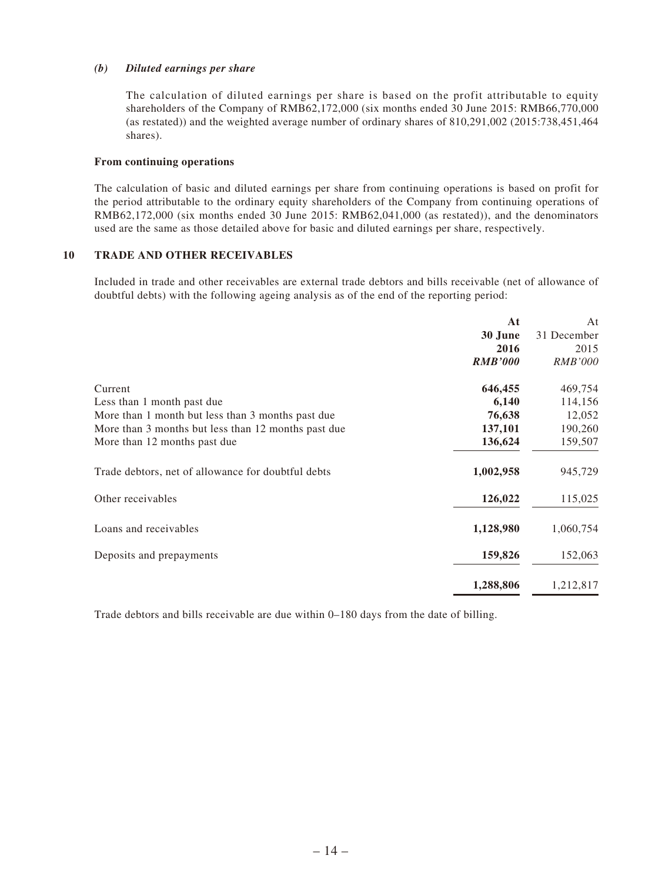*(b)* ***Diluted earnings per share***

The calculation of diluted earnings per share is based on the profit attributable to equity shareholders of the Company of RMB62,172,000 (six months ended 30 June 2015: RMB66,770,000 (as restated)) and the weighted average number of ordinary shares of 810,291,002 (2015:738,451,464 shares).

**From continuing operations**

The calculation of basic and diluted earnings per share from continuing operations is based on profit for the period attributable to the ordinary equity shareholders of the Company from continuing operations of RMB62,172,000 (six months ended 30 June 2015: RMB62,041,000 (as restated)), and the denominators used are the same as those detailed above for basic and diluted earnings per share, respectively.

## 10 TRADE AND OTHER RECEIVABLES

Included in trade and other receivables are external trade debtors and bills receivable (net of allowance of doubtful debts) with the following ageing analysis as of the end of the reporting period:

| | **At 30 June 2016** *RMB'000* | At 31 December 2015 *RMB'000* |
|---|---|---|
| Current | **646,455** | 469,754 |
| Less than 1 month past due | **6,140** | 114,156 |
| More than 1 month but less than 3 months past due | **76,638** | 12,052 |
| More than 3 months but less than 12 months past due | **137,101** | 190,260 |
| More than 12 months past due | **136,624** | 159,507 |
| Trade debtors, net of allowance for doubtful debts | **1,002,958** | 945,729 |
| Other receivables | **126,022** | 115,025 |
| Loans and receivables | **1,128,980** | 1,060,754 |
| Deposits and prepayments | **159,826** | 152,063 |
| | **1,288,806** | 1,212,817 |

Trade debtors and bills receivable are due within 0–180 days from the date of billing.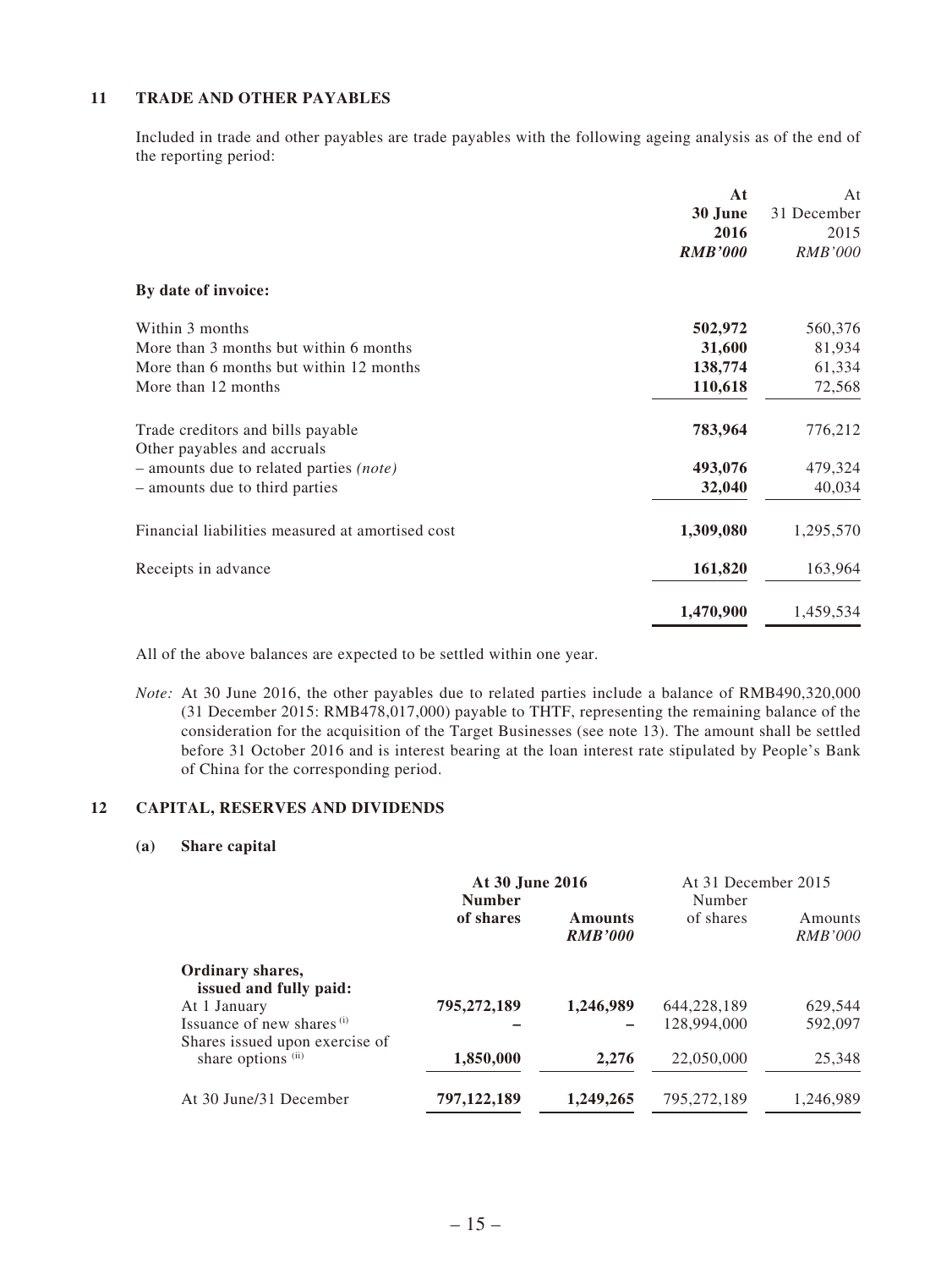## 11 TRADE AND OTHER PAYABLES

Included in trade and other payables are trade payables with the following ageing analysis as of the end of the reporting period:

| | At 30 June 2016 *RMB'000* | At 31 December 2015 *RMB'000* |
|---|---|---|
| **By date of invoice:** | | |
| Within 3 months | **502,972** | 560,376 |
| More than 3 months but within 6 months | **31,600** | 81,934 |
| More than 6 months but within 12 months | **138,774** | 61,334 |
| More than 12 months | **110,618** | 72,568 |
| Trade creditors and bills payable | **783,964** | 776,212 |
| Other payables and accruals | | |
| – amounts due to related parties *(note)* | **493,076** | 479,324 |
| – amounts due to third parties | **32,040** | 40,034 |
| Financial liabilities measured at amortised cost | **1,309,080** | 1,295,570 |
| Receipts in advance | **161,820** | 163,964 |
| | **1,470,900** | 1,459,534 |

All of the above balances are expected to be settled within one year.

*Note:* At 30 June 2016, the other payables due to related parties include a balance of RMB490,320,000 (31 December 2015: RMB478,017,000) payable to THTF, representing the remaining balance of the consideration for the acquisition of the Target Businesses (see note 13). The amount shall be settled before 31 October 2016 and is interest bearing at the loan interest rate stipulated by People's Bank of China for the corresponding period.

## 12 CAPITAL, RESERVES AND DIVIDENDS

### (a) Share capital

| | At 30 June 2016 | | At 31 December 2015 | |
|---|---|---|---|---|
| | Number of shares | Amounts *RMB'000* | Number of shares | Amounts *RMB'000* |
| **Ordinary shares, issued and fully paid:** | | | | |
| At 1 January | **795,272,189** | **1,246,989** | 644,228,189 | 629,544 |
| Issuance of new shares [(i)] | **–** | **–** | 128,994,000 | 592,097 |
| Shares issued upon exercise of share options [(ii)] | **1,850,000** | **2,276** | 22,050,000 | 25,348 |
| At 30 June/31 December | **797,122,189** | **1,249,265** | 795,272,189 | 1,246,989 |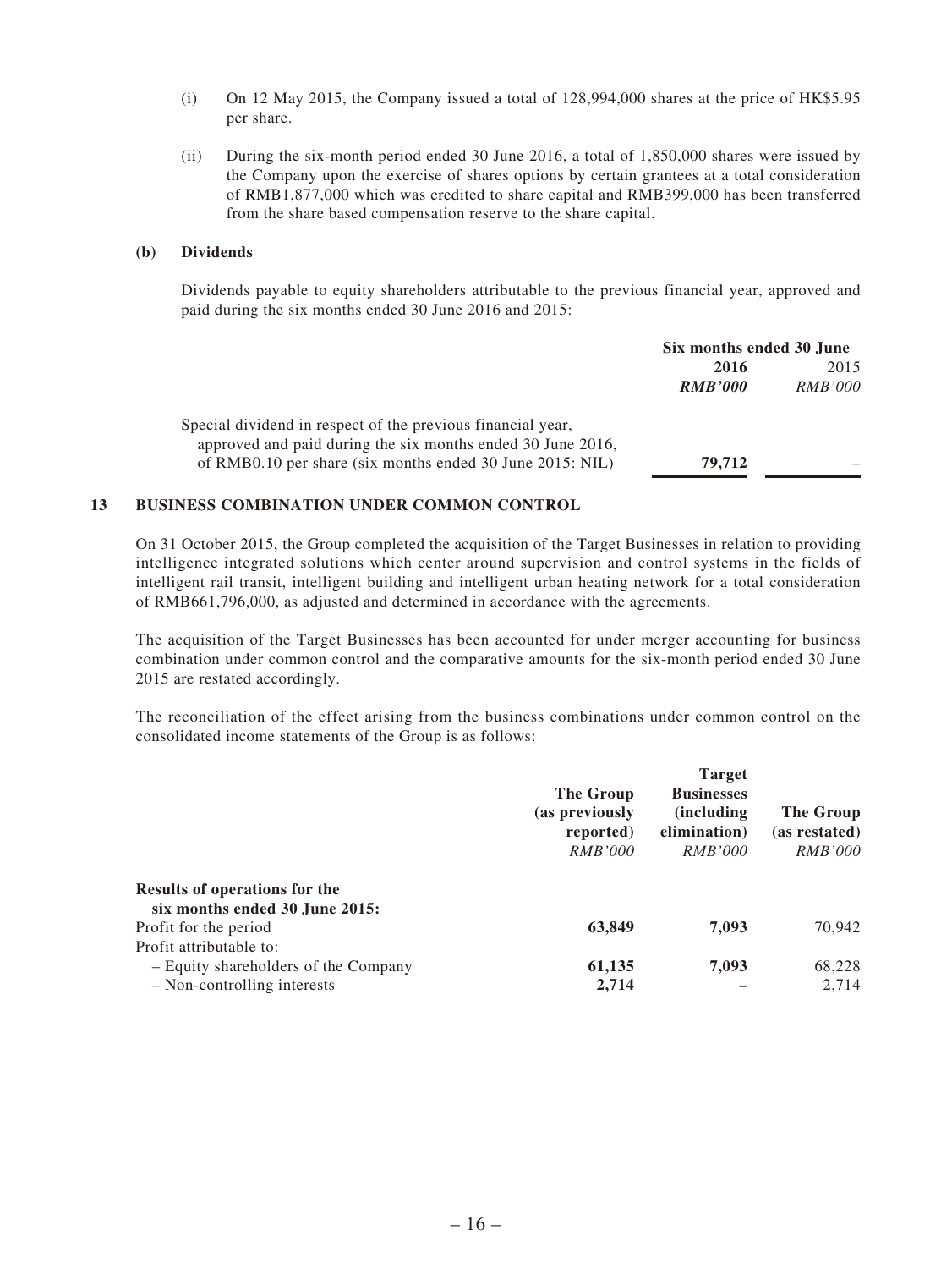(i) On 12 May 2015, the Company issued a total of 128,994,000 shares at the price of HK$5.95 per share.

(ii) During the six-month period ended 30 June 2016, a total of 1,850,000 shares were issued by the Company upon the exercise of shares options by certain grantees at a total consideration of RMB1,877,000 which was credited to share capital and RMB399,000 has been transferred from the share based compensation reserve to the share capital.

**(b) Dividends**

Dividends payable to equity shareholders attributable to the previous financial year, approved and paid during the six months ended 30 June 2016 and 2015:

| | Six months ended 30 June | |
|---|---|---|
| | **2016** | 2015 |
| | ***RMB'000*** | *RMB'000* |
| Special dividend in respect of the previous financial year, approved and paid during the six months ended 30 June 2016, of RMB0.10 per share (six months ended 30 June 2015: NIL) | **79,712** | – |

## 13 BUSINESS COMBINATION UNDER COMMON CONTROL

On 31 October 2015, the Group completed the acquisition of the Target Businesses in relation to providing intelligence integrated solutions which center around supervision and control systems in the fields of intelligent rail transit, intelligent building and intelligent urban heating network for a total consideration of RMB661,796,000, as adjusted and determined in accordance with the agreements.

The acquisition of the Target Businesses has been accounted for under merger accounting for business combination under common control and the comparative amounts for the six-month period ended 30 June 2015 are restated accordingly.

The reconciliation of the effect arising from the business combinations under common control on the consolidated income statements of the Group is as follows:

| | **The Group (as previously reported)** | **Target Businesses (including elimination)** | **The Group (as restated)** |
|---|---|---|---|
| | *RMB'000* | *RMB'000* | *RMB'000* |
| **Results of operations for the six months ended 30 June 2015:** | | | |
| Profit for the period | **63,849** | **7,093** | 70,942 |
| Profit attributable to: | | | |
| – Equity shareholders of the Company | **61,135** | **7,093** | 68,228 |
| – Non-controlling interests | **2,714** | **–** | 2,714 |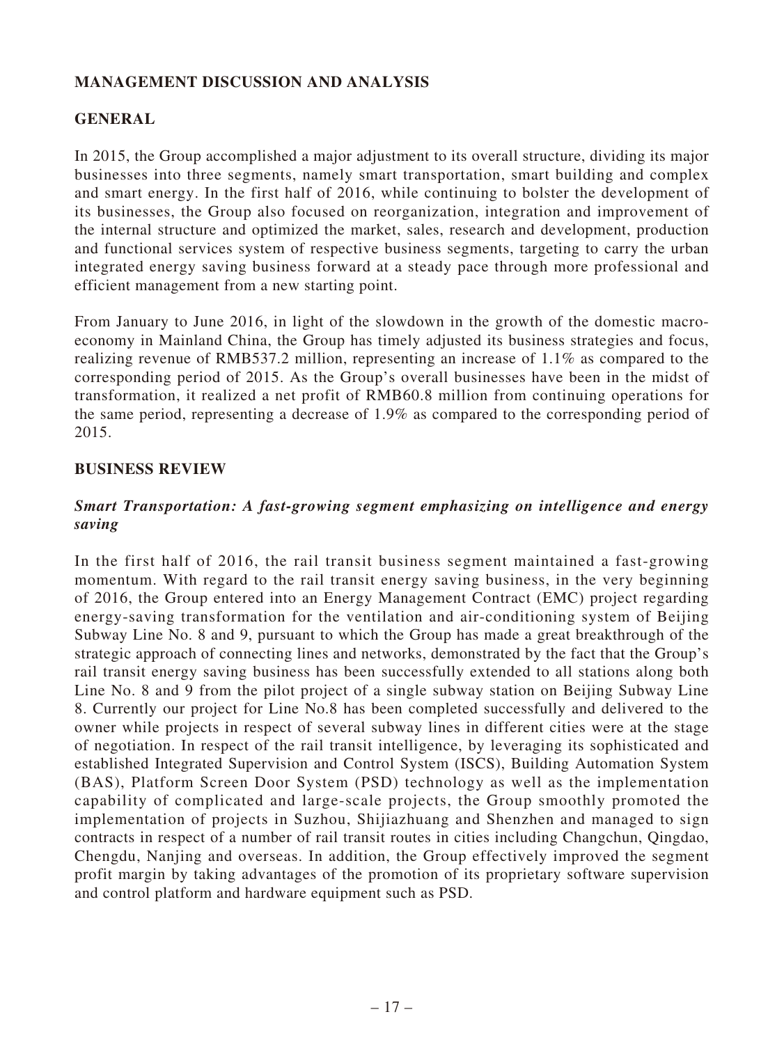# MANAGEMENT DISCUSSION AND ANALYSIS

## GENERAL

In 2015, the Group accomplished a major adjustment to its overall structure, dividing its major businesses into three segments, namely smart transportation, smart building and complex and smart energy. In the first half of 2016, while continuing to bolster the development of its businesses, the Group also focused on reorganization, integration and improvement of the internal structure and optimized the market, sales, research and development, production and functional services system of respective business segments, targeting to carry the urban integrated energy saving business forward at a steady pace through more professional and efficient management from a new starting point.

From January to June 2016, in light of the slowdown in the growth of the domestic macro-economy in Mainland China, the Group has timely adjusted its business strategies and focus, realizing revenue of RMB537.2 million, representing an increase of 1.1% as compared to the corresponding period of 2015. As the Group's overall businesses have been in the midst of transformation, it realized a net profit of RMB60.8 million from continuing operations for the same period, representing a decrease of 1.9% as compared to the corresponding period of 2015.

## BUSINESS REVIEW

### *Smart Transportation: A fast-growing segment emphasizing on intelligence and energy saving*

In the first half of 2016, the rail transit business segment maintained a fast-growing momentum. With regard to the rail transit energy saving business, in the very beginning of 2016, the Group entered into an Energy Management Contract (EMC) project regarding energy-saving transformation for the ventilation and air-conditioning system of Beijing Subway Line No. 8 and 9, pursuant to which the Group has made a great breakthrough of the strategic approach of connecting lines and networks, demonstrated by the fact that the Group's rail transit energy saving business has been successfully extended to all stations along both Line No. 8 and 9 from the pilot project of a single subway station on Beijing Subway Line 8. Currently our project for Line No.8 has been completed successfully and delivered to the owner while projects in respect of several subway lines in different cities were at the stage of negotiation. In respect of the rail transit intelligence, by leveraging its sophisticated and established Integrated Supervision and Control System (ISCS), Building Automation System (BAS), Platform Screen Door System (PSD) technology as well as the implementation capability of complicated and large-scale projects, the Group smoothly promoted the implementation of projects in Suzhou, Shijiazhuang and Shenzhen and managed to sign contracts in respect of a number of rail transit routes in cities including Changchun, Qingdao, Chengdu, Nanjing and overseas. In addition, the Group effectively improved the segment profit margin by taking advantages of the promotion of its proprietary software supervision and control platform and hardware equipment such as PSD.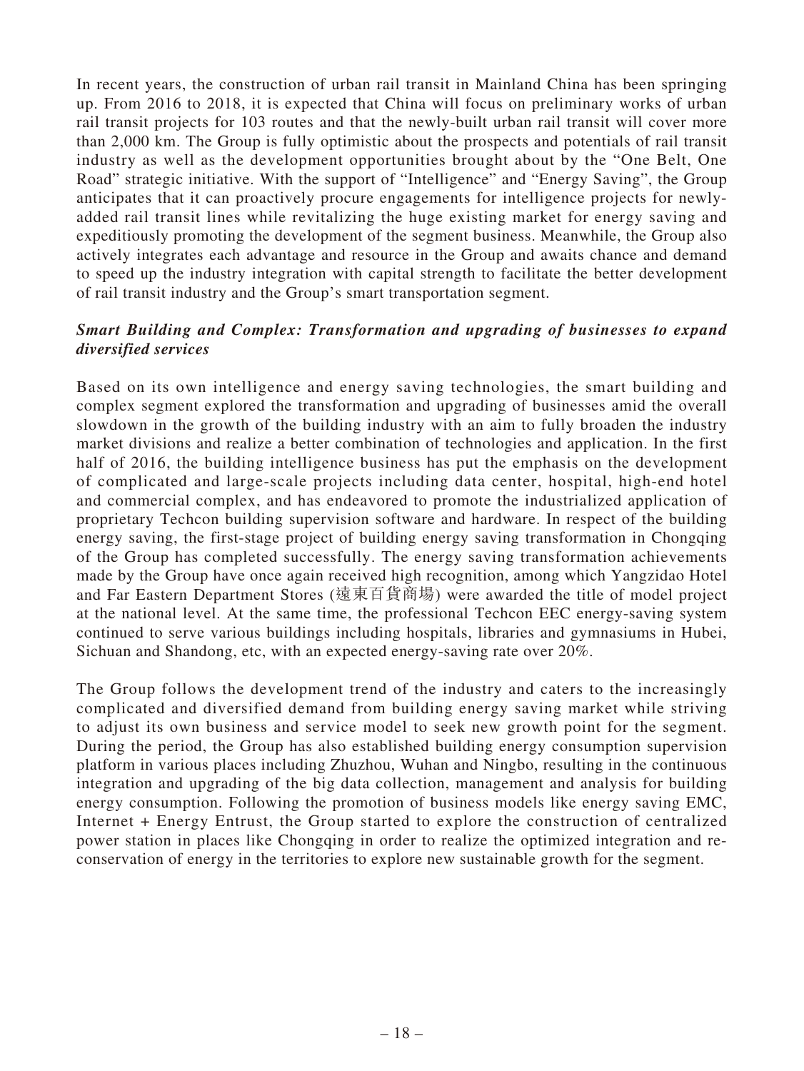In recent years, the construction of urban rail transit in Mainland China has been springing up. From 2016 to 2018, it is expected that China will focus on preliminary works of urban rail transit projects for 103 routes and that the newly-built urban rail transit will cover more than 2,000 km. The Group is fully optimistic about the prospects and potentials of rail transit industry as well as the development opportunities brought about by the "One Belt, One Road" strategic initiative. With the support of "Intelligence" and "Energy Saving", the Group anticipates that it can proactively procure engagements for intelligence projects for newly-added rail transit lines while revitalizing the huge existing market for energy saving and expeditiously promoting the development of the segment business. Meanwhile, the Group also actively integrates each advantage and resource in the Group and awaits chance and demand to speed up the industry integration with capital strength to facilitate the better development of rail transit industry and the Group's smart transportation segment.

***Smart Building and Complex: Transformation and upgrading of businesses to expand diversified services***

Based on its own intelligence and energy saving technologies, the smart building and complex segment explored the transformation and upgrading of businesses amid the overall slowdown in the growth of the building industry with an aim to fully broaden the industry market divisions and realize a better combination of technologies and application. In the first half of 2016, the building intelligence business has put the emphasis on the development of complicated and large-scale projects including data center, hospital, high-end hotel and commercial complex, and has endeavored to promote the industrialized application of proprietary Techcon building supervision software and hardware. In respect of the building energy saving, the first-stage project of building energy saving transformation in Chongqing of the Group has completed successfully. The energy saving transformation achievements made by the Group have once again received high recognition, among which Yangzidao Hotel and Far Eastern Department Stores (遠東百貨商場) were awarded the title of model project at the national level. At the same time, the professional Techcon EEC energy-saving system continued to serve various buildings including hospitals, libraries and gymnasiums in Hubei, Sichuan and Shandong, etc, with an expected energy-saving rate over 20%.

The Group follows the development trend of the industry and caters to the increasingly complicated and diversified demand from building energy saving market while striving to adjust its own business and service model to seek new growth point for the segment. During the period, the Group has also established building energy consumption supervision platform in various places including Zhuzhou, Wuhan and Ningbo, resulting in the continuous integration and upgrading of the big data collection, management and analysis for building energy consumption. Following the promotion of business models like energy saving EMC, Internet + Energy Entrust, the Group started to explore the construction of centralized power station in places like Chongqing in order to realize the optimized integration and re-conservation of energy in the territories to explore new sustainable growth for the segment.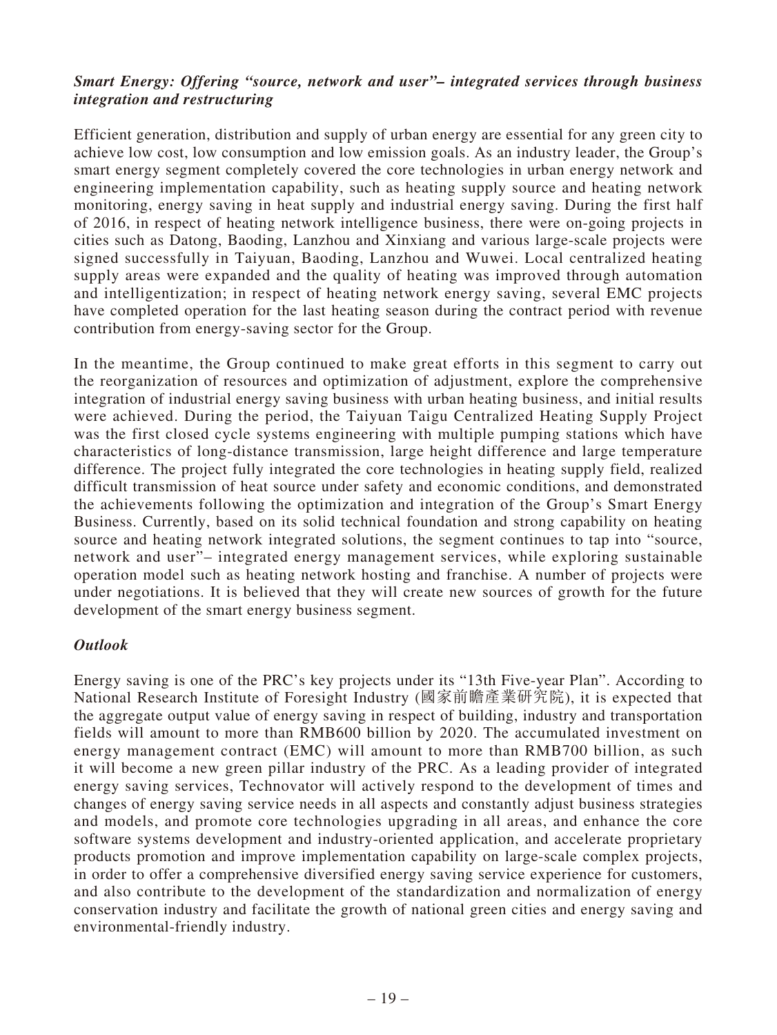***Smart Energy: Offering "source, network and user"– integrated services through business integration and restructuring***

Efficient generation, distribution and supply of urban energy are essential for any green city to achieve low cost, low consumption and low emission goals. As an industry leader, the Group's smart energy segment completely covered the core technologies in urban energy network and engineering implementation capability, such as heating supply source and heating network monitoring, energy saving in heat supply and industrial energy saving. During the first half of 2016, in respect of heating network intelligence business, there were on-going projects in cities such as Datong, Baoding, Lanzhou and Xinxiang and various large-scale projects were signed successfully in Taiyuan, Baoding, Lanzhou and Wuwei. Local centralized heating supply areas were expanded and the quality of heating was improved through automation and intelligentization; in respect of heating network energy saving, several EMC projects have completed operation for the last heating season during the contract period with revenue contribution from energy-saving sector for the Group.

In the meantime, the Group continued to make great efforts in this segment to carry out the reorganization of resources and optimization of adjustment, explore the comprehensive integration of industrial energy saving business with urban heating business, and initial results were achieved. During the period, the Taiyuan Taigu Centralized Heating Supply Project was the first closed cycle systems engineering with multiple pumping stations which have characteristics of long-distance transmission, large height difference and large temperature difference. The project fully integrated the core technologies in heating supply field, realized difficult transmission of heat source under safety and economic conditions, and demonstrated the achievements following the optimization and integration of the Group's Smart Energy Business. Currently, based on its solid technical foundation and strong capability on heating source and heating network integrated solutions, the segment continues to tap into "source, network and user"– integrated energy management services, while exploring sustainable operation model such as heating network hosting and franchise. A number of projects were under negotiations. It is believed that they will create new sources of growth for the future development of the smart energy business segment.

***Outlook***

Energy saving is one of the PRC's key projects under its "13th Five-year Plan". According to National Research Institute of Foresight Industry (國家前瞻產業研究院), it is expected that the aggregate output value of energy saving in respect of building, industry and transportation fields will amount to more than RMB600 billion by 2020. The accumulated investment on energy management contract (EMC) will amount to more than RMB700 billion, as such it will become a new green pillar industry of the PRC. As a leading provider of integrated energy saving services, Technovator will actively respond to the development of times and changes of energy saving service needs in all aspects and constantly adjust business strategies and models, and promote core technologies upgrading in all areas, and enhance the core software systems development and industry-oriented application, and accelerate proprietary products promotion and improve implementation capability on large-scale complex projects, in order to offer a comprehensive diversified energy saving service experience for customers, and also contribute to the development of the standardization and normalization of energy conservation industry and facilitate the growth of national green cities and energy saving and environmental-friendly industry.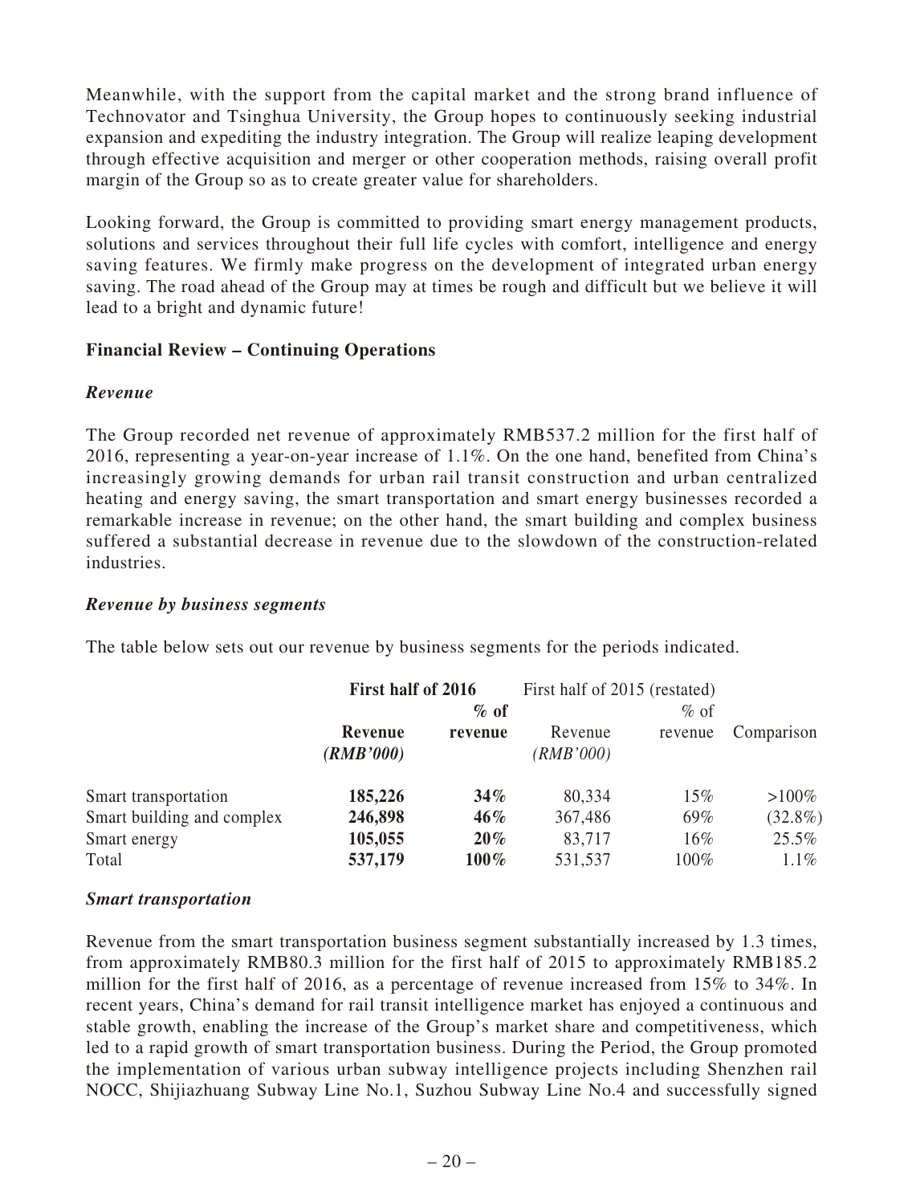Meanwhile, with the support from the capital market and the strong brand influence of Technovator and Tsinghua University, the Group hopes to continuously seeking industrial expansion and expediting the industry integration. The Group will realize leaping development through effective acquisition and merger or other cooperation methods, raising overall profit margin of the Group so as to create greater value for shareholders.

Looking forward, the Group is committed to providing smart energy management products, solutions and services throughout their full life cycles with comfort, intelligence and energy saving features. We firmly make progress on the development of integrated urban energy saving. The road ahead of the Group may at times be rough and difficult but we believe it will lead to a bright and dynamic future!

## Financial Review – Continuing Operations

### *Revenue*

The Group recorded net revenue of approximately RMB537.2 million for the first half of 2016, representing a year-on-year increase of 1.1%. On the one hand, benefited from China's increasingly growing demands for urban rail transit construction and urban centralized heating and energy saving, the smart transportation and smart energy businesses recorded a remarkable increase in revenue; on the other hand, the smart building and complex business suffered a substantial decrease in revenue due to the slowdown of the construction-related industries.

### *Revenue by business segments*

The table below sets out our revenue by business segments for the periods indicated.

| | **First half of 2016** | | First half of 2015 (restated) | | |
|---|---|---|---|---|---|
| | **Revenue** ***(RMB'000)*** | **% of revenue** | Revenue *(RMB'000)* | % of revenue | Comparison |
| Smart transportation | **185,226** | **34%** | 80,334 | 15% | >100% |
| Smart building and complex | **246,898** | **46%** | 367,486 | 69% | (32.8%) |
| Smart energy | **105,055** | **20%** | 83,717 | 16% | 25.5% |
| Total | **537,179** | **100%** | 531,537 | 100% | 1.1% |

### *Smart transportation*

Revenue from the smart transportation business segment substantially increased by 1.3 times, from approximately RMB80.3 million for the first half of 2015 to approximately RMB185.2 million for the first half of 2016, as a percentage of revenue increased from 15% to 34%. In recent years, China's demand for rail transit intelligence market has enjoyed a continuous and stable growth, enabling the increase of the Group's market share and competitiveness, which led to a rapid growth of smart transportation business. During the Period, the Group promoted the implementation of various urban subway intelligence projects including Shenzhen rail NOCC, Shijiazhuang Subway Line No.1, Suzhou Subway Line No.4 and successfully signed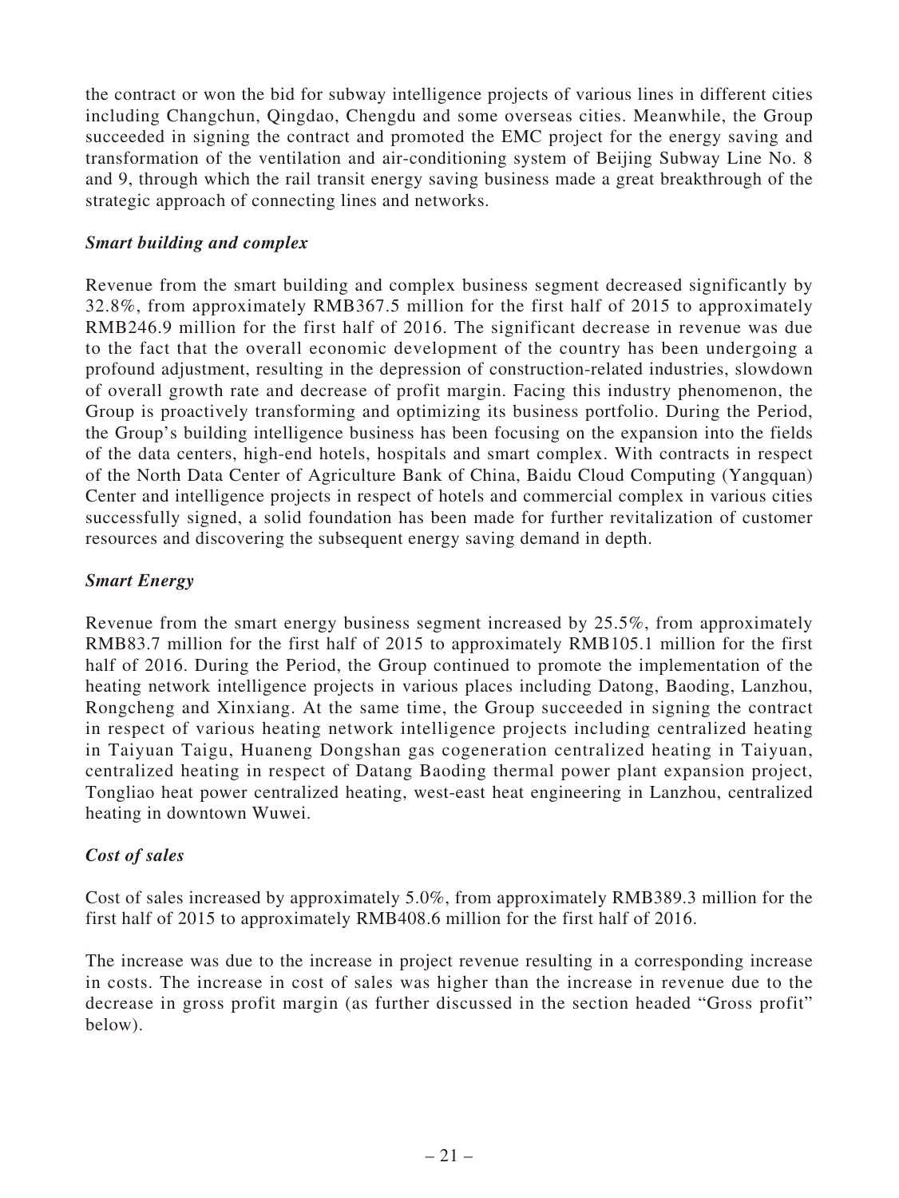the contract or won the bid for subway intelligence projects of various lines in different cities including Changchun, Qingdao, Chengdu and some overseas cities. Meanwhile, the Group succeeded in signing the contract and promoted the EMC project for the energy saving and transformation of the ventilation and air-conditioning system of Beijing Subway Line No. 8 and 9, through which the rail transit energy saving business made a great breakthrough of the strategic approach of connecting lines and networks.

***Smart building and complex***

Revenue from the smart building and complex business segment decreased significantly by 32.8%, from approximately RMB367.5 million for the first half of 2015 to approximately RMB246.9 million for the first half of 2016. The significant decrease in revenue was due to the fact that the overall economic development of the country has been undergoing a profound adjustment, resulting in the depression of construction-related industries, slowdown of overall growth rate and decrease of profit margin. Facing this industry phenomenon, the Group is proactively transforming and optimizing its business portfolio. During the Period, the Group's building intelligence business has been focusing on the expansion into the fields of the data centers, high-end hotels, hospitals and smart complex. With contracts in respect of the North Data Center of Agriculture Bank of China, Baidu Cloud Computing (Yangquan) Center and intelligence projects in respect of hotels and commercial complex in various cities successfully signed, a solid foundation has been made for further revitalization of customer resources and discovering the subsequent energy saving demand in depth.

***Smart Energy***

Revenue from the smart energy business segment increased by 25.5%, from approximately RMB83.7 million for the first half of 2015 to approximately RMB105.1 million for the first half of 2016. During the Period, the Group continued to promote the implementation of the heating network intelligence projects in various places including Datong, Baoding, Lanzhou, Rongcheng and Xinxiang. At the same time, the Group succeeded in signing the contract in respect of various heating network intelligence projects including centralized heating in Taiyuan Taigu, Huaneng Dongshan gas cogeneration centralized heating in Taiyuan, centralized heating in respect of Datang Baoding thermal power plant expansion project, Tongliao heat power centralized heating, west-east heat engineering in Lanzhou, centralized heating in downtown Wuwei.

***Cost of sales***

Cost of sales increased by approximately 5.0%, from approximately RMB389.3 million for the first half of 2015 to approximately RMB408.6 million for the first half of 2016.

The increase was due to the increase in project revenue resulting in a corresponding increase in costs. The increase in cost of sales was higher than the increase in revenue due to the decrease in gross profit margin (as further discussed in the section headed "Gross profit" below).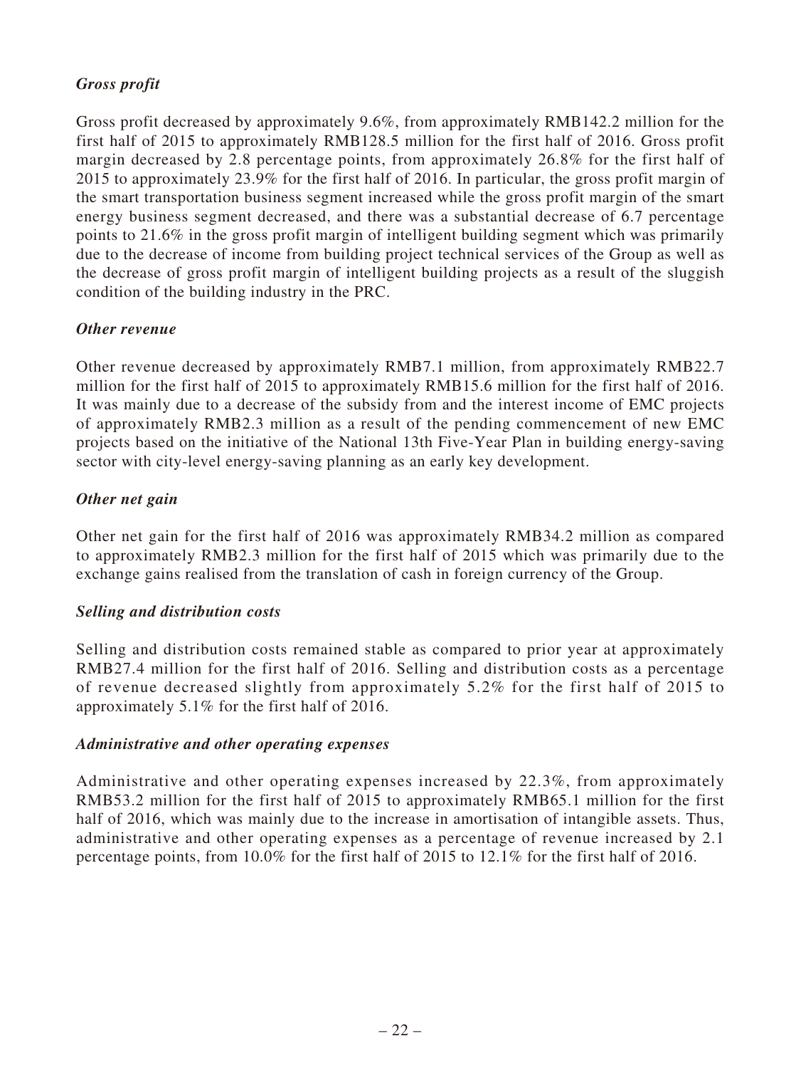***Gross profit***

Gross profit decreased by approximately 9.6%, from approximately RMB142.2 million for the first half of 2015 to approximately RMB128.5 million for the first half of 2016. Gross profit margin decreased by 2.8 percentage points, from approximately 26.8% for the first half of 2015 to approximately 23.9% for the first half of 2016. In particular, the gross profit margin of the smart transportation business segment increased while the gross profit margin of the smart energy business segment decreased, and there was a substantial decrease of 6.7 percentage points to 21.6% in the gross profit margin of intelligent building segment which was primarily due to the decrease of income from building project technical services of the Group as well as the decrease of gross profit margin of intelligent building projects as a result of the sluggish condition of the building industry in the PRC.

***Other revenue***

Other revenue decreased by approximately RMB7.1 million, from approximately RMB22.7 million for the first half of 2015 to approximately RMB15.6 million for the first half of 2016. It was mainly due to a decrease of the subsidy from and the interest income of EMC projects of approximately RMB2.3 million as a result of the pending commencement of new EMC projects based on the initiative of the National 13th Five-Year Plan in building energy-saving sector with city-level energy-saving planning as an early key development.

***Other net gain***

Other net gain for the first half of 2016 was approximately RMB34.2 million as compared to approximately RMB2.3 million for the first half of 2015 which was primarily due to the exchange gains realised from the translation of cash in foreign currency of the Group.

***Selling and distribution costs***

Selling and distribution costs remained stable as compared to prior year at approximately RMB27.4 million for the first half of 2016. Selling and distribution costs as a percentage of revenue decreased slightly from approximately 5.2% for the first half of 2015 to approximately 5.1% for the first half of 2016.

***Administrative and other operating expenses***

Administrative and other operating expenses increased by 22.3%, from approximately RMB53.2 million for the first half of 2015 to approximately RMB65.1 million for the first half of 2016, which was mainly due to the increase in amortisation of intangible assets. Thus, administrative and other operating expenses as a percentage of revenue increased by 2.1 percentage points, from 10.0% for the first half of 2015 to 12.1% for the first half of 2016.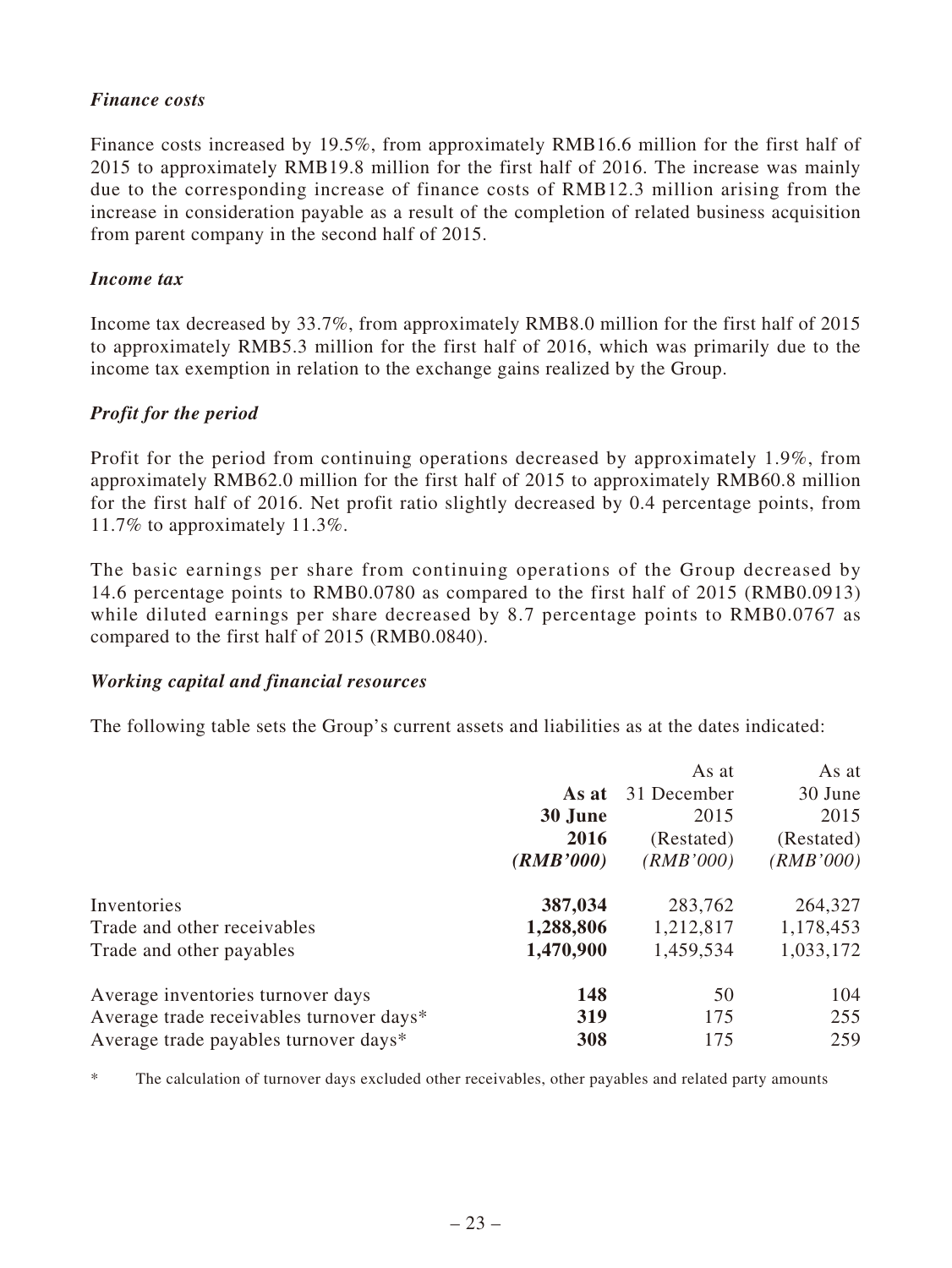### *Finance costs*

Finance costs increased by 19.5%, from approximately RMB16.6 million for the first half of 2015 to approximately RMB19.8 million for the first half of 2016. The increase was mainly due to the corresponding increase of finance costs of RMB12.3 million arising from the increase in consideration payable as a result of the completion of related business acquisition from parent company in the second half of 2015.

### *Income tax*

Income tax decreased by 33.7%, from approximately RMB8.0 million for the first half of 2015 to approximately RMB5.3 million for the first half of 2016, which was primarily due to the income tax exemption in relation to the exchange gains realized by the Group.

### *Profit for the period*

Profit for the period from continuing operations decreased by approximately 1.9%, from approximately RMB62.0 million for the first half of 2015 to approximately RMB60.8 million for the first half of 2016. Net profit ratio slightly decreased by 0.4 percentage points, from 11.7% to approximately 11.3%.

The basic earnings per share from continuing operations of the Group decreased by 14.6 percentage points to RMB0.0780 as compared to the first half of 2015 (RMB0.0913) while diluted earnings per share decreased by 8.7 percentage points to RMB0.0767 as compared to the first half of 2015 (RMB0.0840).

### *Working capital and financial resources*

The following table sets the Group's current assets and liabilities as at the dates indicated:

| | **As at 30 June 2016 (RMB'000)** | As at 31 December 2015 (Restated) (RMB'000) | As at 30 June 2015 (Restated) (RMB'000) |
|---|---|---|---|
| Inventories | **387,034** | 283,762 | 264,327 |
| Trade and other receivables | **1,288,806** | 1,212,817 | 1,178,453 |
| Trade and other payables | **1,470,900** | 1,459,534 | 1,033,172 |
| Average inventories turnover days | **148** | 50 | 104 |
| Average trade receivables turnover days* | **319** | 175 | 255 |
| Average trade payables turnover days* | **308** | 175 | 259 |

\* The calculation of turnover days excluded other receivables, other payables and related party amounts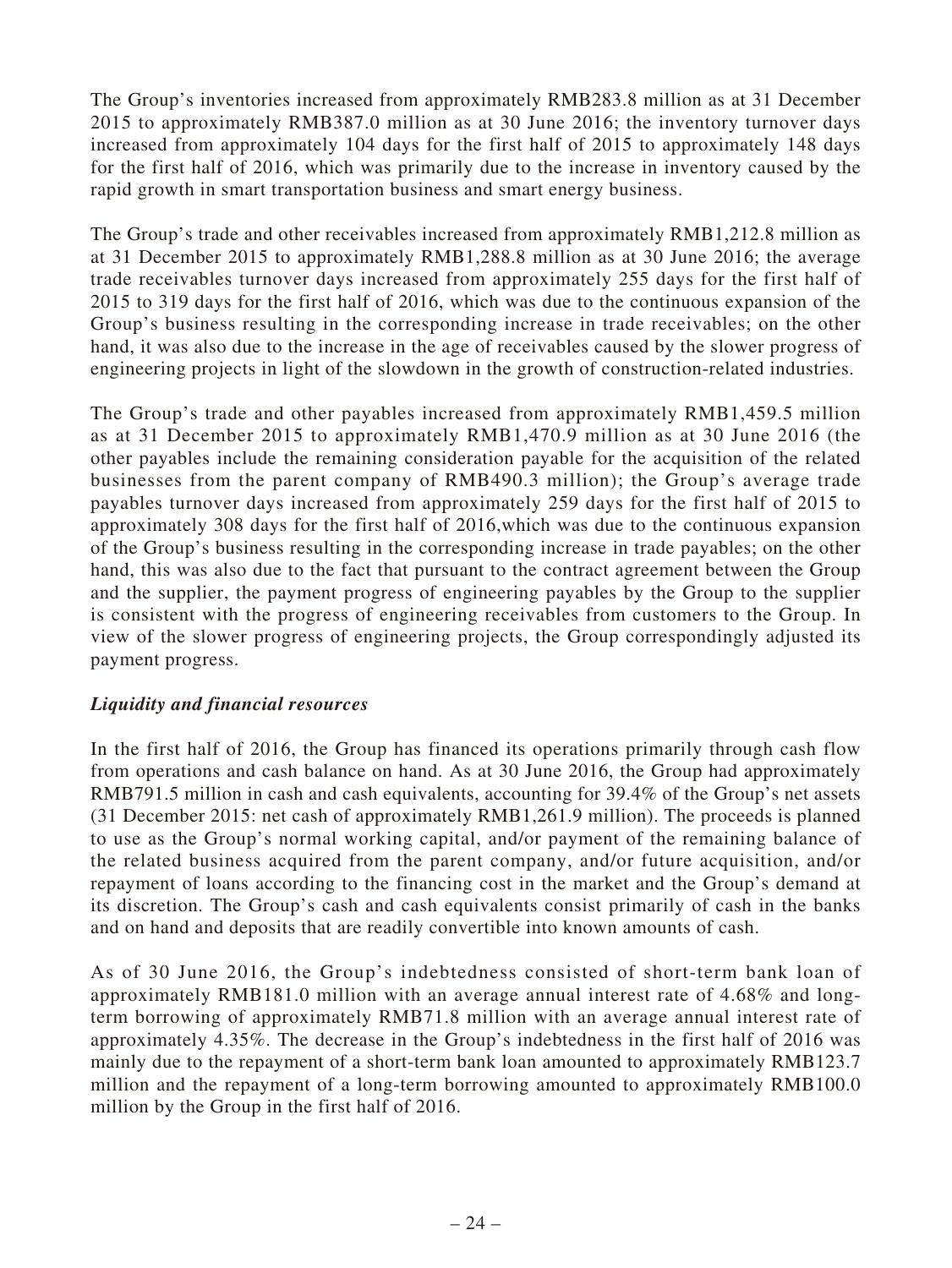The Group's inventories increased from approximately RMB283.8 million as at 31 December 2015 to approximately RMB387.0 million as at 30 June 2016; the inventory turnover days increased from approximately 104 days for the first half of 2015 to approximately 148 days for the first half of 2016, which was primarily due to the increase in inventory caused by the rapid growth in smart transportation business and smart energy business.

The Group's trade and other receivables increased from approximately RMB1,212.8 million as at 31 December 2015 to approximately RMB1,288.8 million as at 30 June 2016; the average trade receivables turnover days increased from approximately 255 days for the first half of 2015 to 319 days for the first half of 2016, which was due to the continuous expansion of the Group's business resulting in the corresponding increase in trade receivables; on the other hand, it was also due to the increase in the age of receivables caused by the slower progress of engineering projects in light of the slowdown in the growth of construction-related industries.

The Group's trade and other payables increased from approximately RMB1,459.5 million as at 31 December 2015 to approximately RMB1,470.9 million as at 30 June 2016 (the other payables include the remaining consideration payable for the acquisition of the related businesses from the parent company of RMB490.3 million); the Group's average trade payables turnover days increased from approximately 259 days for the first half of 2015 to approximately 308 days for the first half of 2016,which was due to the continuous expansion of the Group's business resulting in the corresponding increase in trade payables; on the other hand, this was also due to the fact that pursuant to the contract agreement between the Group and the supplier, the payment progress of engineering payables by the Group to the supplier is consistent with the progress of engineering receivables from customers to the Group. In view of the slower progress of engineering projects, the Group correspondingly adjusted its payment progress.

***Liquidity and financial resources***

In the first half of 2016, the Group has financed its operations primarily through cash flow from operations and cash balance on hand. As at 30 June 2016, the Group had approximately RMB791.5 million in cash and cash equivalents, accounting for 39.4% of the Group's net assets (31 December 2015: net cash of approximately RMB1,261.9 million). The proceeds is planned to use as the Group's normal working capital, and/or payment of the remaining balance of the related business acquired from the parent company, and/or future acquisition, and/or repayment of loans according to the financing cost in the market and the Group's demand at its discretion. The Group's cash and cash equivalents consist primarily of cash in the banks and on hand and deposits that are readily convertible into known amounts of cash.

As of 30 June 2016, the Group's indebtedness consisted of short-term bank loan of approximately RMB181.0 million with an average annual interest rate of 4.68% and long-term borrowing of approximately RMB71.8 million with an average annual interest rate of approximately 4.35%. The decrease in the Group's indebtedness in the first half of 2016 was mainly due to the repayment of a short-term bank loan amounted to approximately RMB123.7 million and the repayment of a long-term borrowing amounted to approximately RMB100.0 million by the Group in the first half of 2016.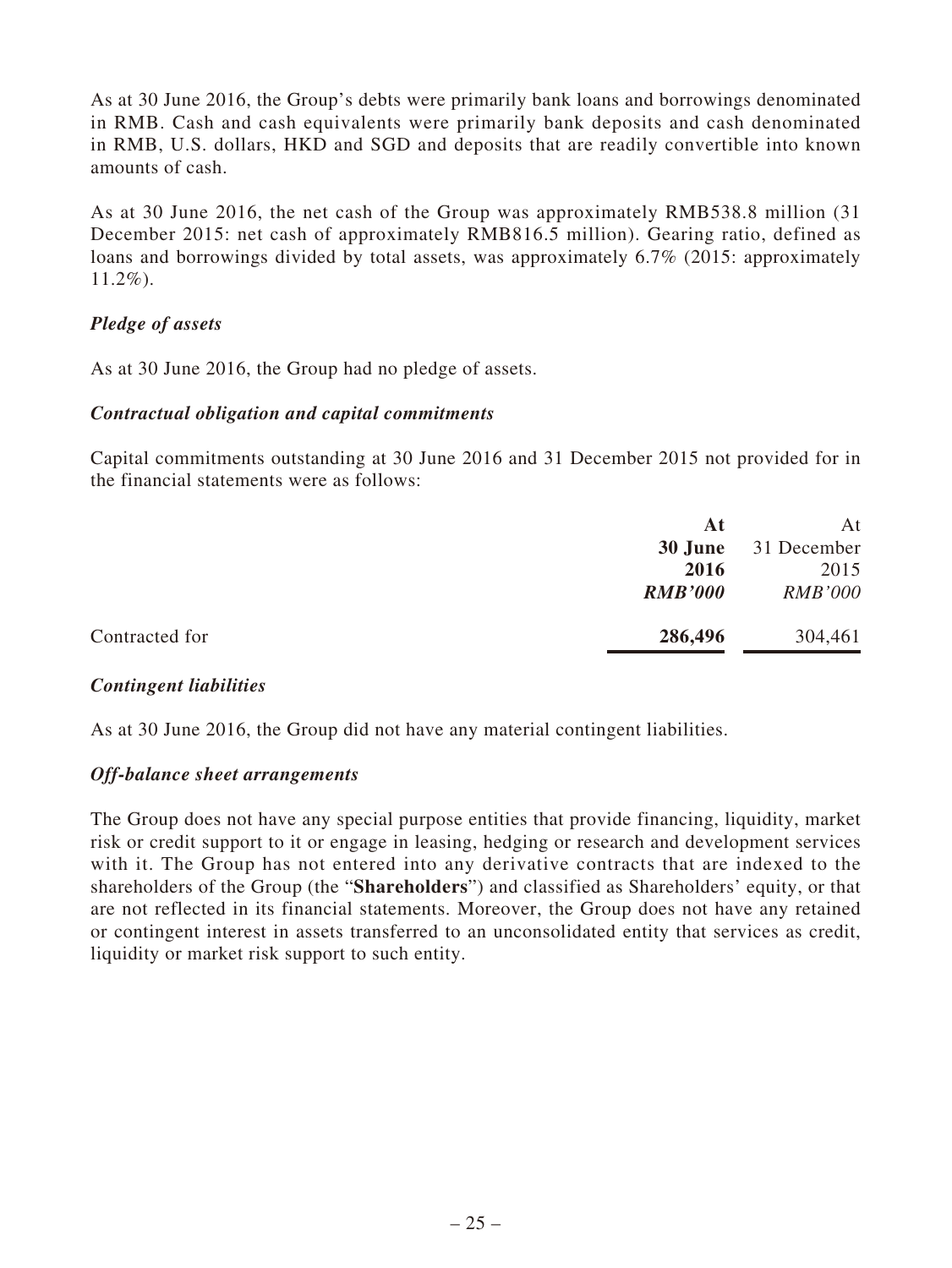As at 30 June 2016, the Group's debts were primarily bank loans and borrowings denominated in RMB. Cash and cash equivalents were primarily bank deposits and cash denominated in RMB, U.S. dollars, HKD and SGD and deposits that are readily convertible into known amounts of cash.

As at 30 June 2016, the net cash of the Group was approximately RMB538.8 million (31 December 2015: net cash of approximately RMB816.5 million). Gearing ratio, defined as loans and borrowings divided by total assets, was approximately 6.7% (2015: approximately 11.2%).

***Pledge of assets***

As at 30 June 2016, the Group had no pledge of assets.

***Contractual obligation and capital commitments***

Capital commitments outstanding at 30 June 2016 and 31 December 2015 not provided for in the financial statements were as follows:

| | **At 30 June 2016** | At 31 December 2015 |
|---|---|---|
| | ***RMB'000*** | *RMB'000* |
| Contracted for | **286,496** | 304,461 |

***Contingent liabilities***

As at 30 June 2016, the Group did not have any material contingent liabilities.

***Off-balance sheet arrangements***

The Group does not have any special purpose entities that provide financing, liquidity, market risk or credit support to it or engage in leasing, hedging or research and development services with it. The Group has not entered into any derivative contracts that are indexed to the shareholders of the Group (the "**Shareholders**") and classified as Shareholders' equity, or that are not reflected in its financial statements. Moreover, the Group does not have any retained or contingent interest in assets transferred to an unconsolidated entity that services as credit, liquidity or market risk support to such entity.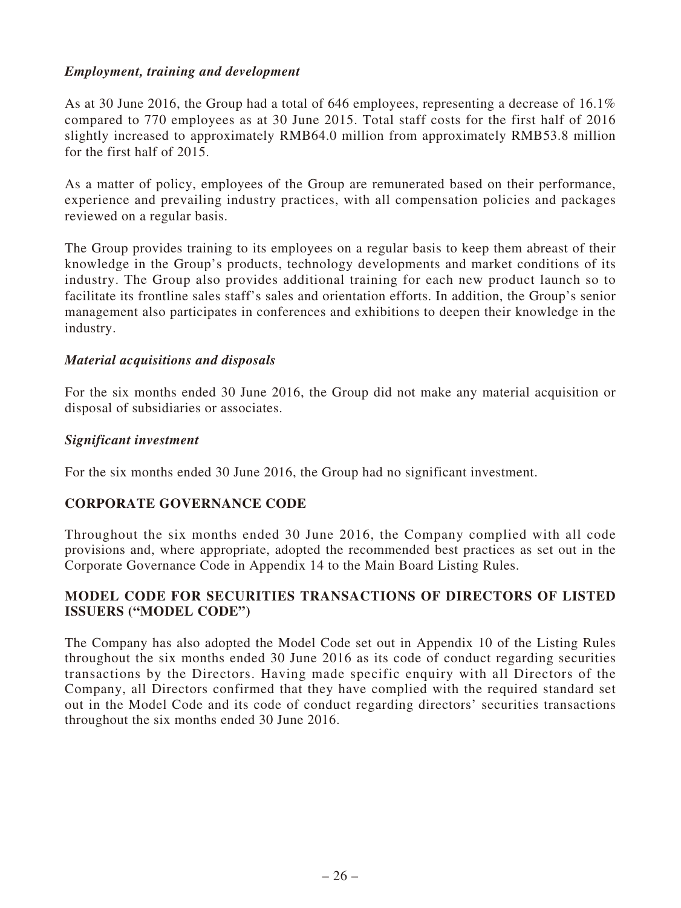### *Employment, training and development*

As at 30 June 2016, the Group had a total of 646 employees, representing a decrease of 16.1% compared to 770 employees as at 30 June 2015. Total staff costs for the first half of 2016 slightly increased to approximately RMB64.0 million from approximately RMB53.8 million for the first half of 2015.

As a matter of policy, employees of the Group are remunerated based on their performance, experience and prevailing industry practices, with all compensation policies and packages reviewed on a regular basis.

The Group provides training to its employees on a regular basis to keep them abreast of their knowledge in the Group's products, technology developments and market conditions of its industry. The Group also provides additional training for each new product launch so to facilitate its frontline sales staff's sales and orientation efforts. In addition, the Group's senior management also participates in conferences and exhibitions to deepen their knowledge in the industry.

### *Material acquisitions and disposals*

For the six months ended 30 June 2016, the Group did not make any material acquisition or disposal of subsidiaries or associates.

### *Significant investment*

For the six months ended 30 June 2016, the Group had no significant investment.

## CORPORATE GOVERNANCE CODE

Throughout the six months ended 30 June 2016, the Company complied with all code provisions and, where appropriate, adopted the recommended best practices as set out in the Corporate Governance Code in Appendix 14 to the Main Board Listing Rules.

## MODEL CODE FOR SECURITIES TRANSACTIONS OF DIRECTORS OF LISTED ISSUERS ("MODEL CODE")

The Company has also adopted the Model Code set out in Appendix 10 of the Listing Rules throughout the six months ended 30 June 2016 as its code of conduct regarding securities transactions by the Directors. Having made specific enquiry with all Directors of the Company, all Directors confirmed that they have complied with the required standard set out in the Model Code and its code of conduct regarding directors' securities transactions throughout the six months ended 30 June 2016.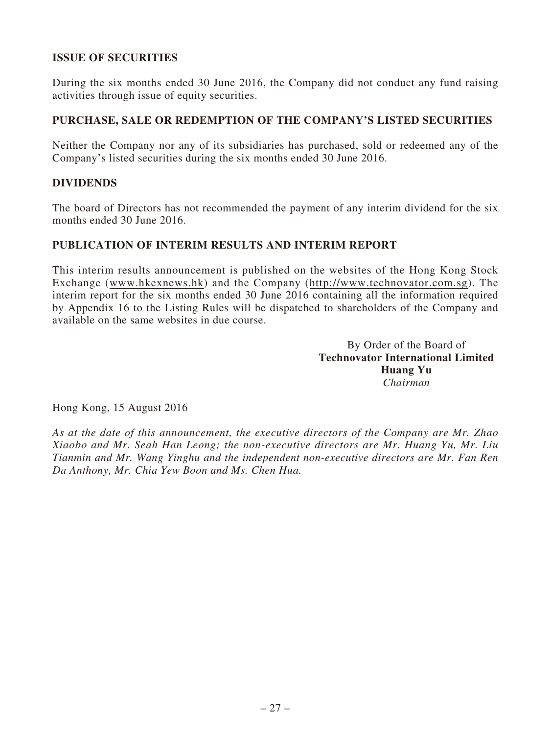## ISSUE OF SECURITIES

During the six months ended 30 June 2016, the Company did not conduct any fund raising activities through issue of equity securities.

## PURCHASE, SALE OR REDEMPTION OF THE COMPANY'S LISTED SECURITIES

Neither the Company nor any of its subsidiaries has purchased, sold or redeemed any of the Company's listed securities during the six months ended 30 June 2016.

## DIVIDENDS

The board of Directors has not recommended the payment of any interim dividend for the six months ended 30 June 2016.

## PUBLICATION OF INTERIM RESULTS AND INTERIM REPORT

This interim results announcement is published on the websites of the Hong Kong Stock Exchange (www.hkexnews.hk) and the Company (http://www.technovator.com.sg). The interim report for the six months ended 30 June 2016 containing all the information required by Appendix 16 to the Listing Rules will be dispatched to shareholders of the Company and available on the same websites in due course.

By Order of the Board of
**Technovator International Limited**
**Huang Yu**
*Chairman*

Hong Kong, 15 August 2016

*As at the date of this announcement, the executive directors of the Company are Mr. Zhao Xiaobo and Mr. Seah Han Leong; the non-executive directors are Mr. Huang Yu, Mr. Liu Tianmin and Mr. Wang Yinghu and the independent non-executive directors are Mr. Fan Ren Da Anthony, Mr. Chia Yew Boon and Ms. Chen Hua.*